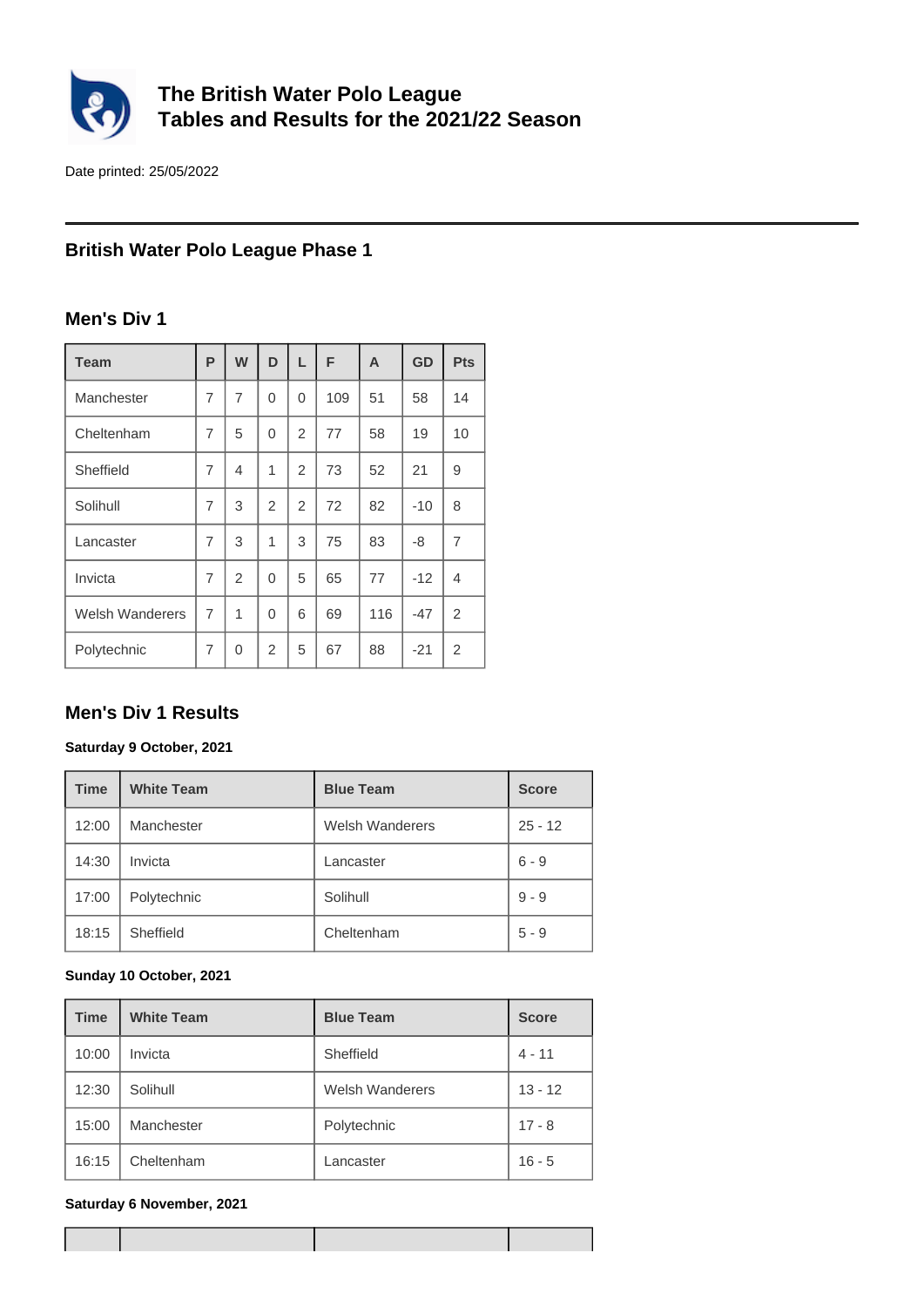# The British Water Polo League
# Tables and Results for the 2021/22 Season

Date printed: 25/05/2022

## British Water Polo League Phase 1

### Men's Div 1

| Team | P | W | D | L | F | A | GD | Pts |
|---|---|---|---|---|---|---|---|---|
| Manchester | 7 | 7 | 0 | 0 | 109 | 51 | 58 | 14 |
| Cheltenham | 7 | 5 | 0 | 2 | 77 | 58 | 19 | 10 |
| Sheffield | 7 | 4 | 1 | 2 | 73 | 52 | 21 | 9 |
| Solihull | 7 | 3 | 2 | 2 | 72 | 82 | -10 | 8 |
| Lancaster | 7 | 3 | 1 | 3 | 75 | 83 | -8 | 7 |
| Invicta | 7 | 2 | 0 | 5 | 65 | 77 | -12 | 4 |
| Welsh Wanderers | 7 | 1 | 0 | 6 | 69 | 116 | -47 | 2 |
| Polytechnic | 7 | 0 | 2 | 5 | 67 | 88 | -21 | 2 |

### Men's Div 1 Results

**Saturday 9 October, 2021**

| Time | White Team | Blue Team | Score |
|---|---|---|---|
| 12:00 | Manchester | Welsh Wanderers | 25 - 12 |
| 14:30 | Invicta | Lancaster | 6 - 9 |
| 17:00 | Polytechnic | Solihull | 9 - 9 |
| 18:15 | Sheffield | Cheltenham | 5 - 9 |

**Sunday 10 October, 2021**

| Time | White Team | Blue Team | Score |
|---|---|---|---|
| 10:00 | Invicta | Sheffield | 4 - 11 |
| 12:30 | Solihull | Welsh Wanderers | 13 - 12 |
| 15:00 | Manchester | Polytechnic | 17 - 8 |
| 16:15 | Cheltenham | Lancaster | 16 - 5 |

**Saturday 6 November, 2021**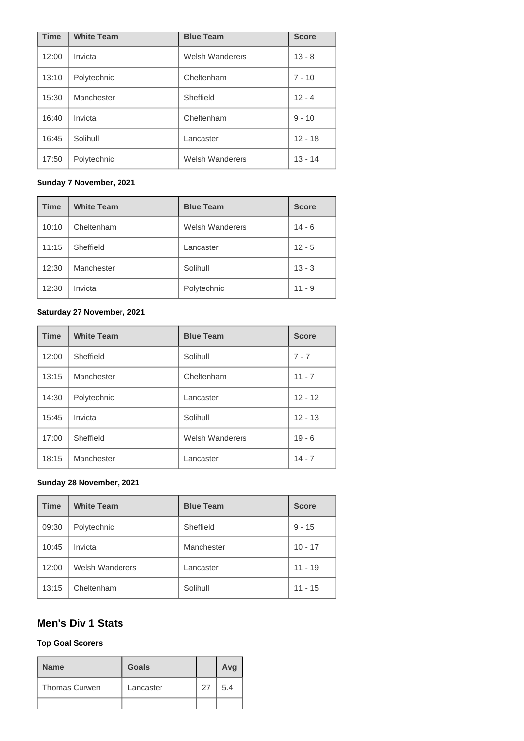| Time | White Team | Blue Team | Score |
| --- | --- | --- | --- |
| 12:00 | Invicta | Welsh Wanderers | 13 - 8 |
| 13:10 | Polytechnic | Cheltenham | 7 - 10 |
| 15:30 | Manchester | Sheffield | 12 - 4 |
| 16:40 | Invicta | Cheltenham | 9 - 10 |
| 16:45 | Solihull | Lancaster | 12 - 18 |
| 17:50 | Polytechnic | Welsh Wanderers | 13 - 14 |

**Sunday 7 November, 2021**

| Time | White Team | Blue Team | Score |
| --- | --- | --- | --- |
| 10:10 | Cheltenham | Welsh Wanderers | 14 - 6 |
| 11:15 | Sheffield | Lancaster | 12 - 5 |
| 12:30 | Manchester | Solihull | 13 - 3 |
| 12:30 | Invicta | Polytechnic | 11 - 9 |

**Saturday 27 November, 2021**

| Time | White Team | Blue Team | Score |
| --- | --- | --- | --- |
| 12:00 | Sheffield | Solihull | 7 - 7 |
| 13:15 | Manchester | Cheltenham | 11 - 7 |
| 14:30 | Polytechnic | Lancaster | 12 - 12 |
| 15:45 | Invicta | Solihull | 12 - 13 |
| 17:00 | Sheffield | Welsh Wanderers | 19 - 6 |
| 18:15 | Manchester | Lancaster | 14 - 7 |

**Sunday 28 November, 2021**

| Time | White Team | Blue Team | Score |
| --- | --- | --- | --- |
| 09:30 | Polytechnic | Sheffield | 9 - 15 |
| 10:45 | Invicta | Manchester | 10 - 17 |
| 12:00 | Welsh Wanderers | Lancaster | 11 - 19 |
| 13:15 | Cheltenham | Solihull | 11 - 15 |

## Men's Div 1 Stats

**Top Goal Scorers**

| Name | Goals | | Avg |
| --- | --- | --- | --- |
| Thomas Curwen | Lancaster | 27 | 5.4 |
| | | | |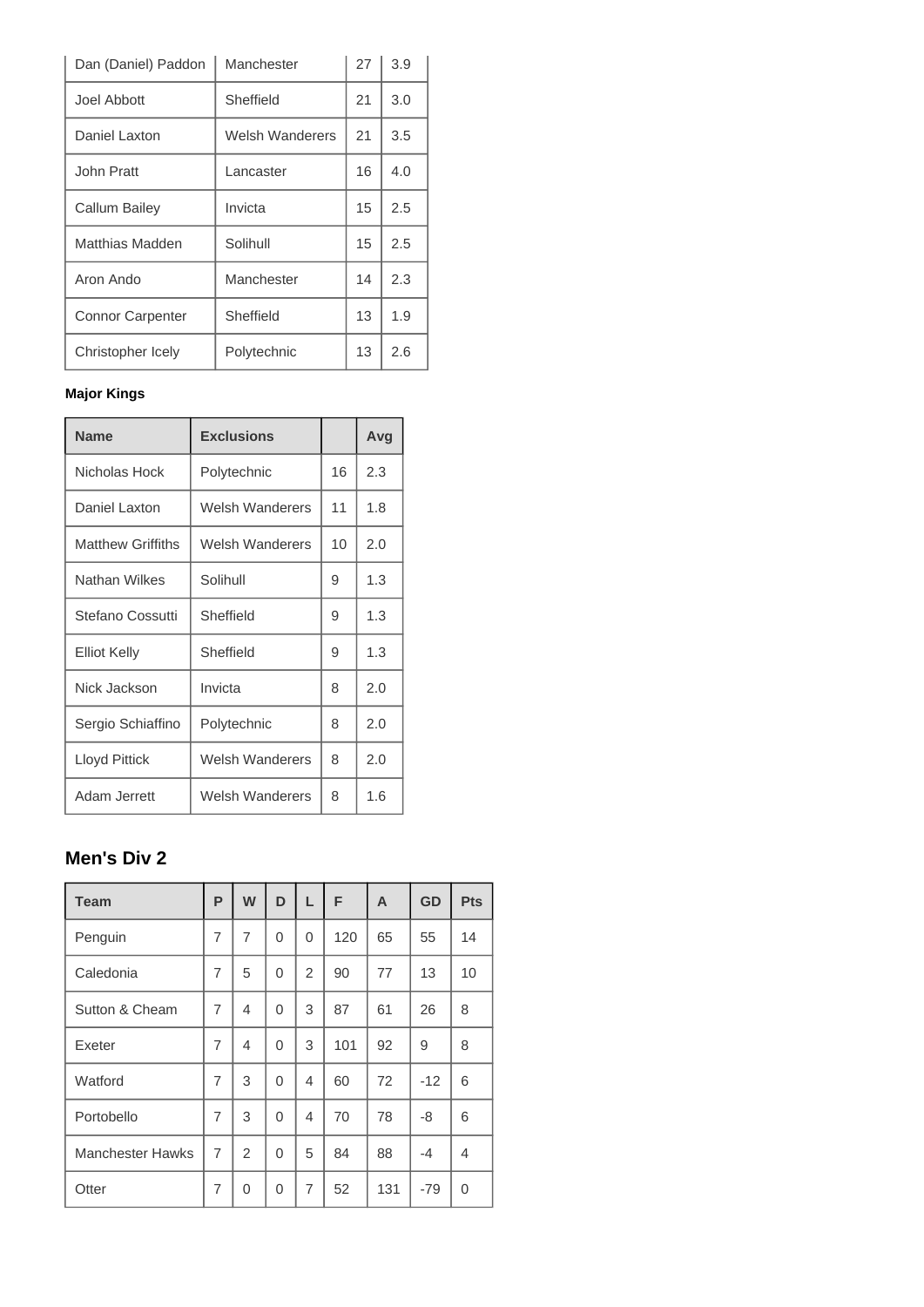| Dan (Daniel) Paddon | Manchester | 27 | 3.9 |
|---|---|---|---|
| Joel Abbott | Sheffield | 21 | 3.0 |
| Daniel Laxton | Welsh Wanderers | 21 | 3.5 |
| John Pratt | Lancaster | 16 | 4.0 |
| Callum Bailey | Invicta | 15 | 2.5 |
| Matthias Madden | Solihull | 15 | 2.5 |
| Aron Ando | Manchester | 14 | 2.3 |
| Connor Carpenter | Sheffield | 13 | 1.9 |
| Christopher Icely | Polytechnic | 13 | 2.6 |

**Major Kings**

| Name | Exclusions | | Avg |
|---|---|---|---|
| Nicholas Hock | Polytechnic | 16 | 2.3 |
| Daniel Laxton | Welsh Wanderers | 11 | 1.8 |
| Matthew Griffiths | Welsh Wanderers | 10 | 2.0 |
| Nathan Wilkes | Solihull | 9 | 1.3 |
| Stefano Cossutti | Sheffield | 9 | 1.3 |
| Elliot Kelly | Sheffield | 9 | 1.3 |
| Nick Jackson | Invicta | 8 | 2.0 |
| Sergio Schiaffino | Polytechnic | 8 | 2.0 |
| Lloyd Pittick | Welsh Wanderers | 8 | 2.0 |
| Adam Jerrett | Welsh Wanderers | 8 | 1.6 |

## Men's Div 2

| Team | P | W | D | L | F | A | GD | Pts |
|---|---|---|---|---|---|---|---|---|
| Penguin | 7 | 7 | 0 | 0 | 120 | 65 | 55 | 14 |
| Caledonia | 7 | 5 | 0 | 2 | 90 | 77 | 13 | 10 |
| Sutton & Cheam | 7 | 4 | 0 | 3 | 87 | 61 | 26 | 8 |
| Exeter | 7 | 4 | 0 | 3 | 101 | 92 | 9 | 8 |
| Watford | 7 | 3 | 0 | 4 | 60 | 72 | -12 | 6 |
| Portobello | 7 | 3 | 0 | 4 | 70 | 78 | -8 | 6 |
| Manchester Hawks | 7 | 2 | 0 | 5 | 84 | 88 | -4 | 4 |
| Otter | 7 | 0 | 0 | 7 | 52 | 131 | -79 | 0 |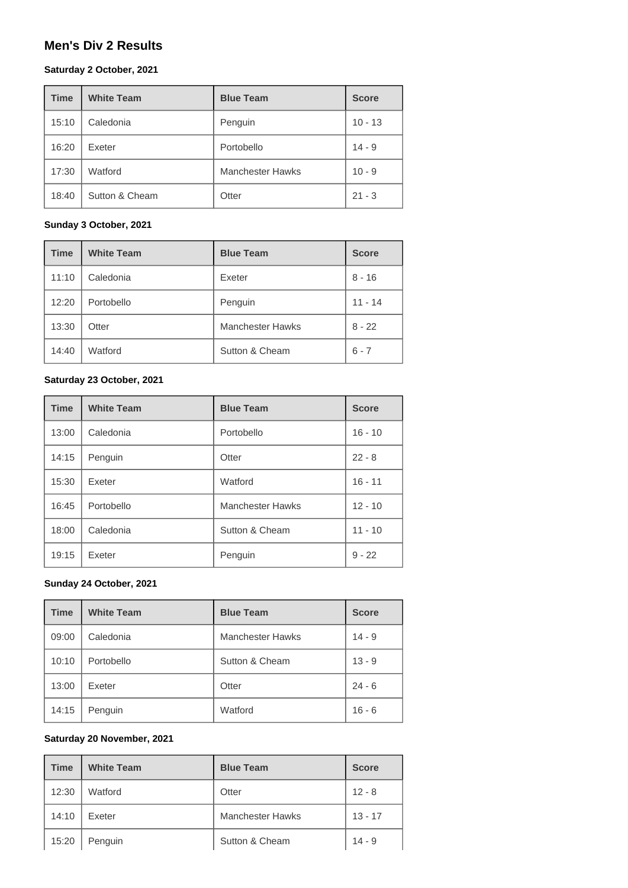## Men's Div 2 Results

### Saturday 2 October, 2021

| Time | White Team | Blue Team | Score |
| --- | --- | --- | --- |
| 15:10 | Caledonia | Penguin | 10 - 13 |
| 16:20 | Exeter | Portobello | 14 - 9 |
| 17:30 | Watford | Manchester Hawks | 10 - 9 |
| 18:40 | Sutton & Cheam | Otter | 21 - 3 |

### Sunday 3 October, 2021

| Time | White Team | Blue Team | Score |
| --- | --- | --- | --- |
| 11:10 | Caledonia | Exeter | 8 - 16 |
| 12:20 | Portobello | Penguin | 11 - 14 |
| 13:30 | Otter | Manchester Hawks | 8 - 22 |
| 14:40 | Watford | Sutton & Cheam | 6 - 7 |

### Saturday 23 October, 2021

| Time | White Team | Blue Team | Score |
| --- | --- | --- | --- |
| 13:00 | Caledonia | Portobello | 16 - 10 |
| 14:15 | Penguin | Otter | 22 - 8 |
| 15:30 | Exeter | Watford | 16 - 11 |
| 16:45 | Portobello | Manchester Hawks | 12 - 10 |
| 18:00 | Caledonia | Sutton & Cheam | 11 - 10 |
| 19:15 | Exeter | Penguin | 9 - 22 |

### Sunday 24 October, 2021

| Time | White Team | Blue Team | Score |
| --- | --- | --- | --- |
| 09:00 | Caledonia | Manchester Hawks | 14 - 9 |
| 10:10 | Portobello | Sutton & Cheam | 13 - 9 |
| 13:00 | Exeter | Otter | 24 - 6 |
| 14:15 | Penguin | Watford | 16 - 6 |

### Saturday 20 November, 2021

| Time | White Team | Blue Team | Score |
| --- | --- | --- | --- |
| 12:30 | Watford | Otter | 12 - 8 |
| 14:10 | Exeter | Manchester Hawks | 13 - 17 |
| 15:20 | Penguin | Sutton & Cheam | 14 - 9 |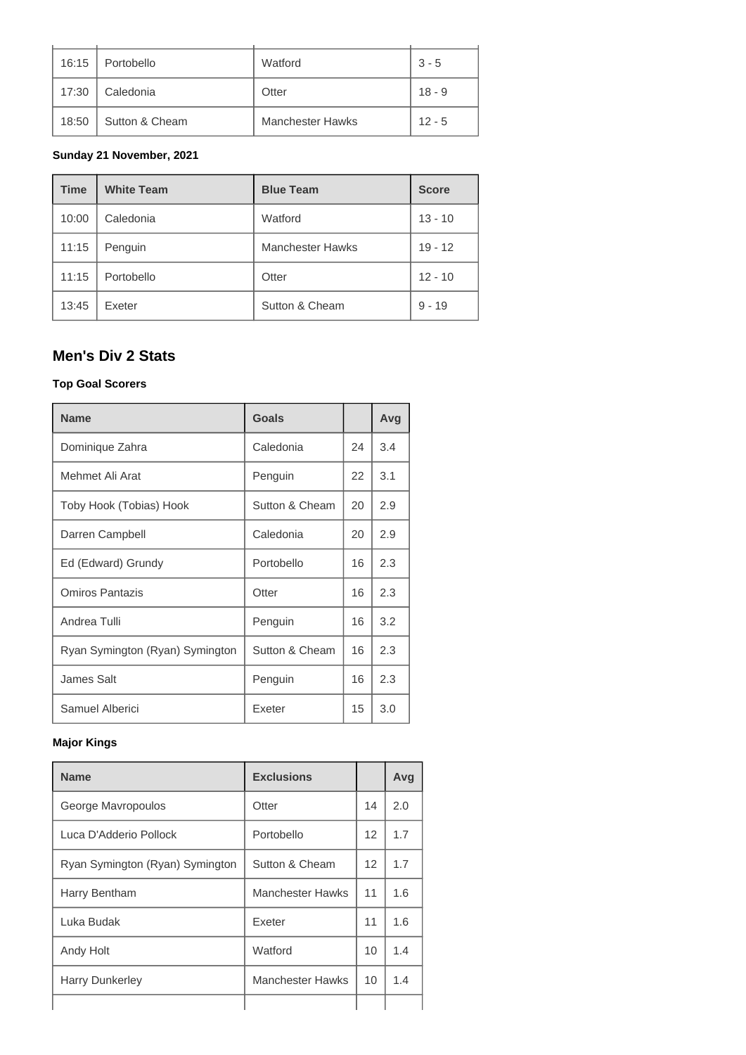| 16:15 | Portobello | Watford | 3 - 5 |
|---|---|---|---|
| 17:30 | Caledonia | Otter | 18 - 9 |
| 18:50 | Sutton & Cheam | Manchester Hawks | 12 - 5 |

**Sunday 21 November, 2021**

| Time | White Team | Blue Team | Score |
|---|---|---|---|
| 10:00 | Caledonia | Watford | 13 - 10 |
| 11:15 | Penguin | Manchester Hawks | 19 - 12 |
| 11:15 | Portobello | Otter | 12 - 10 |
| 13:45 | Exeter | Sutton & Cheam | 9 - 19 |

## Men's Div 2 Stats

**Top Goal Scorers**

| Name | Goals | | Avg |
|---|---|---|---|
| Dominique Zahra | Caledonia | 24 | 3.4 |
| Mehmet Ali Arat | Penguin | 22 | 3.1 |
| Toby Hook (Tobias) Hook | Sutton & Cheam | 20 | 2.9 |
| Darren Campbell | Caledonia | 20 | 2.9 |
| Ed (Edward) Grundy | Portobello | 16 | 2.3 |
| Omiros Pantazis | Otter | 16 | 2.3 |
| Andrea Tulli | Penguin | 16 | 3.2 |
| Ryan Symington (Ryan) Symington | Sutton & Cheam | 16 | 2.3 |
| James Salt | Penguin | 16 | 2.3 |
| Samuel Alberici | Exeter | 15 | 3.0 |

**Major Kings**

| Name | Exclusions | | Avg |
|---|---|---|---|
| George Mavropoulos | Otter | 14 | 2.0 |
| Luca D'Adderio Pollock | Portobello | 12 | 1.7 |
| Ryan Symington (Ryan) Symington | Sutton & Cheam | 12 | 1.7 |
| Harry Bentham | Manchester Hawks | 11 | 1.6 |
| Luka Budak | Exeter | 11 | 1.6 |
| Andy Holt | Watford | 10 | 1.4 |
| Harry Dunkerley | Manchester Hawks | 10 | 1.4 |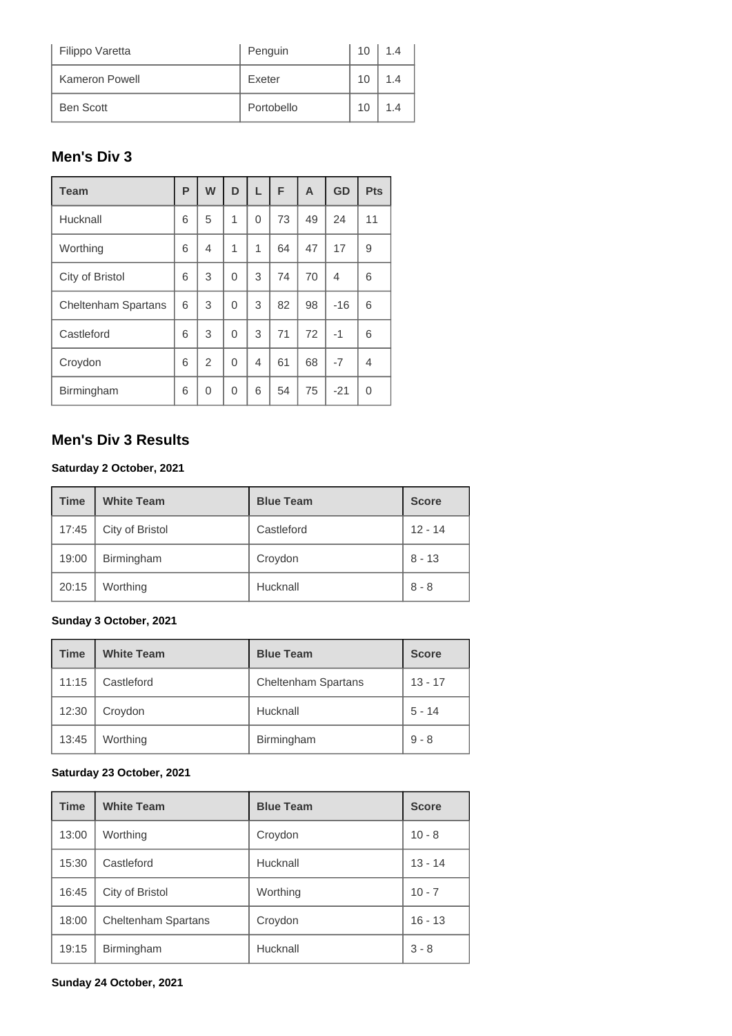| Filippo Varetta | Penguin | 10 | 1.4 |
|---|---|---|---|
| Kameron Powell | Exeter | 10 | 1.4 |
| Ben Scott | Portobello | 10 | 1.4 |

## Men's Div 3

| Team | P | W | D | L | F | A | GD | Pts |
|---|---|---|---|---|---|---|---|---|
| Hucknall | 6 | 5 | 1 | 0 | 73 | 49 | 24 | 11 |
| Worthing | 6 | 4 | 1 | 1 | 64 | 47 | 17 | 9 |
| City of Bristol | 6 | 3 | 0 | 3 | 74 | 70 | 4 | 6 |
| Cheltenham Spartans | 6 | 3 | 0 | 3 | 82 | 98 | -16 | 6 |
| Castleford | 6 | 3 | 0 | 3 | 71 | 72 | -1 | 6 |
| Croydon | 6 | 2 | 0 | 4 | 61 | 68 | -7 | 4 |
| Birmingham | 6 | 0 | 0 | 6 | 54 | 75 | -21 | 0 |

## Men's Div 3 Results

**Saturday 2 October, 2021**

| Time | White Team | Blue Team | Score |
|---|---|---|---|
| 17:45 | City of Bristol | Castleford | 12 - 14 |
| 19:00 | Birmingham | Croydon | 8 - 13 |
| 20:15 | Worthing | Hucknall | 8 - 8 |

**Sunday 3 October, 2021**

| Time | White Team | Blue Team | Score |
|---|---|---|---|
| 11:15 | Castleford | Cheltenham Spartans | 13 - 17 |
| 12:30 | Croydon | Hucknall | 5 - 14 |
| 13:45 | Worthing | Birmingham | 9 - 8 |

**Saturday 23 October, 2021**

| Time | White Team | Blue Team | Score |
|---|---|---|---|
| 13:00 | Worthing | Croydon | 10 - 8 |
| 15:30 | Castleford | Hucknall | 13 - 14 |
| 16:45 | City of Bristol | Worthing | 10 - 7 |
| 18:00 | Cheltenham Spartans | Croydon | 16 - 13 |
| 19:15 | Birmingham | Hucknall | 3 - 8 |

**Sunday 24 October, 2021**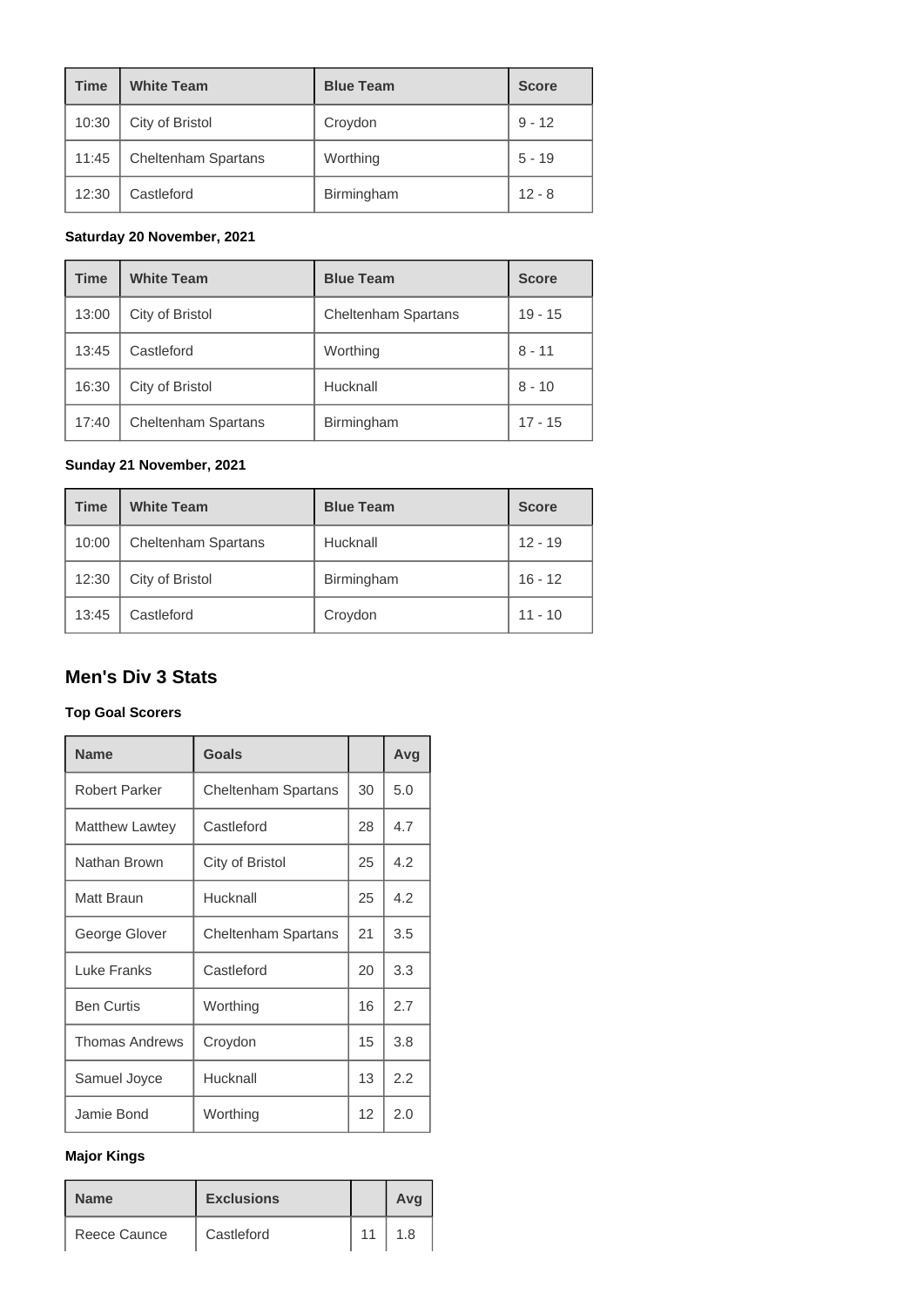| Time | White Team | Blue Team | Score |
|---|---|---|---|
| 10:30 | City of Bristol | Croydon | 9 - 12 |
| 11:45 | Cheltenham Spartans | Worthing | 5 - 19 |
| 12:30 | Castleford | Birmingham | 12 - 8 |

**Saturday 20 November, 2021**

| Time | White Team | Blue Team | Score |
|---|---|---|---|
| 13:00 | City of Bristol | Cheltenham Spartans | 19 - 15 |
| 13:45 | Castleford | Worthing | 8 - 11 |
| 16:30 | City of Bristol | Hucknall | 8 - 10 |
| 17:40 | Cheltenham Spartans | Birmingham | 17 - 15 |

**Sunday 21 November, 2021**

| Time | White Team | Blue Team | Score |
|---|---|---|---|
| 10:00 | Cheltenham Spartans | Hucknall | 12 - 19 |
| 12:30 | City of Bristol | Birmingham | 16 - 12 |
| 13:45 | Castleford | Croydon | 11 - 10 |

## Men's Div 3 Stats

**Top Goal Scorers**

| Name | Goals | | Avg |
|---|---|---|---|
| Robert Parker | Cheltenham Spartans | 30 | 5.0 |
| Matthew Lawtey | Castleford | 28 | 4.7 |
| Nathan Brown | City of Bristol | 25 | 4.2 |
| Matt Braun | Hucknall | 25 | 4.2 |
| George Glover | Cheltenham Spartans | 21 | 3.5 |
| Luke Franks | Castleford | 20 | 3.3 |
| Ben Curtis | Worthing | 16 | 2.7 |
| Thomas Andrews | Croydon | 15 | 3.8 |
| Samuel Joyce | Hucknall | 13 | 2.2 |
| Jamie Bond | Worthing | 12 | 2.0 |

**Major Kings**

| Name | Exclusions | | Avg |
|---|---|---|---|
| Reece Caunce | Castleford | 11 | 1.8 |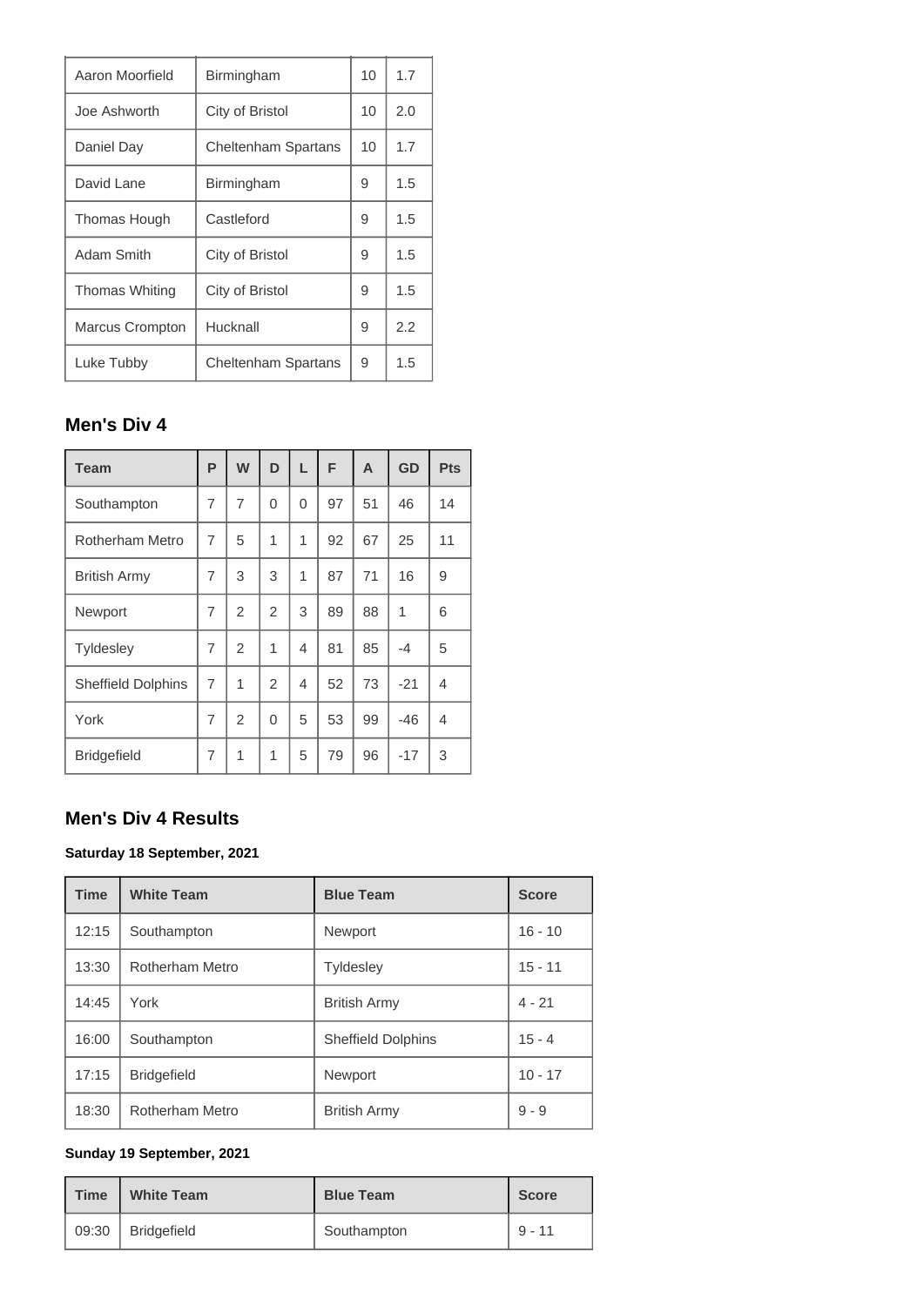| Aaron Moorfield | Birmingham | 10 | 1.7 |
|---|---|---|---|
| Joe Ashworth | City of Bristol | 10 | 2.0 |
| Daniel Day | Cheltenham Spartans | 10 | 1.7 |
| David Lane | Birmingham | 9 | 1.5 |
| Thomas Hough | Castleford | 9 | 1.5 |
| Adam Smith | City of Bristol | 9 | 1.5 |
| Thomas Whiting | City of Bristol | 9 | 1.5 |
| Marcus Crompton | Hucknall | 9 | 2.2 |
| Luke Tubby | Cheltenham Spartans | 9 | 1.5 |

## Men's Div 4

| Team | P | W | D | L | F | A | GD | Pts |
|---|---|---|---|---|---|---|---|---|
| Southampton | 7 | 7 | 0 | 0 | 97 | 51 | 46 | 14 |
| Rotherham Metro | 7 | 5 | 1 | 1 | 92 | 67 | 25 | 11 |
| British Army | 7 | 3 | 3 | 1 | 87 | 71 | 16 | 9 |
| Newport | 7 | 2 | 2 | 3 | 89 | 88 | 1 | 6 |
| Tyldesley | 7 | 2 | 1 | 4 | 81 | 85 | -4 | 5 |
| Sheffield Dolphins | 7 | 1 | 2 | 4 | 52 | 73 | -21 | 4 |
| York | 7 | 2 | 0 | 5 | 53 | 99 | -46 | 4 |
| Bridgefield | 7 | 1 | 1 | 5 | 79 | 96 | -17 | 3 |

## Men's Div 4 Results

**Saturday 18 September, 2021**

| Time | White Team | Blue Team | Score |
|---|---|---|---|
| 12:15 | Southampton | Newport | 16 - 10 |
| 13:30 | Rotherham Metro | Tyldesley | 15 - 11 |
| 14:45 | York | British Army | 4 - 21 |
| 16:00 | Southampton | Sheffield Dolphins | 15 - 4 |
| 17:15 | Bridgefield | Newport | 10 - 17 |
| 18:30 | Rotherham Metro | British Army | 9 - 9 |

**Sunday 19 September, 2021**

| Time | White Team | Blue Team | Score |
|---|---|---|---|
| 09:30 | Bridgefield | Southampton | 9 - 11 |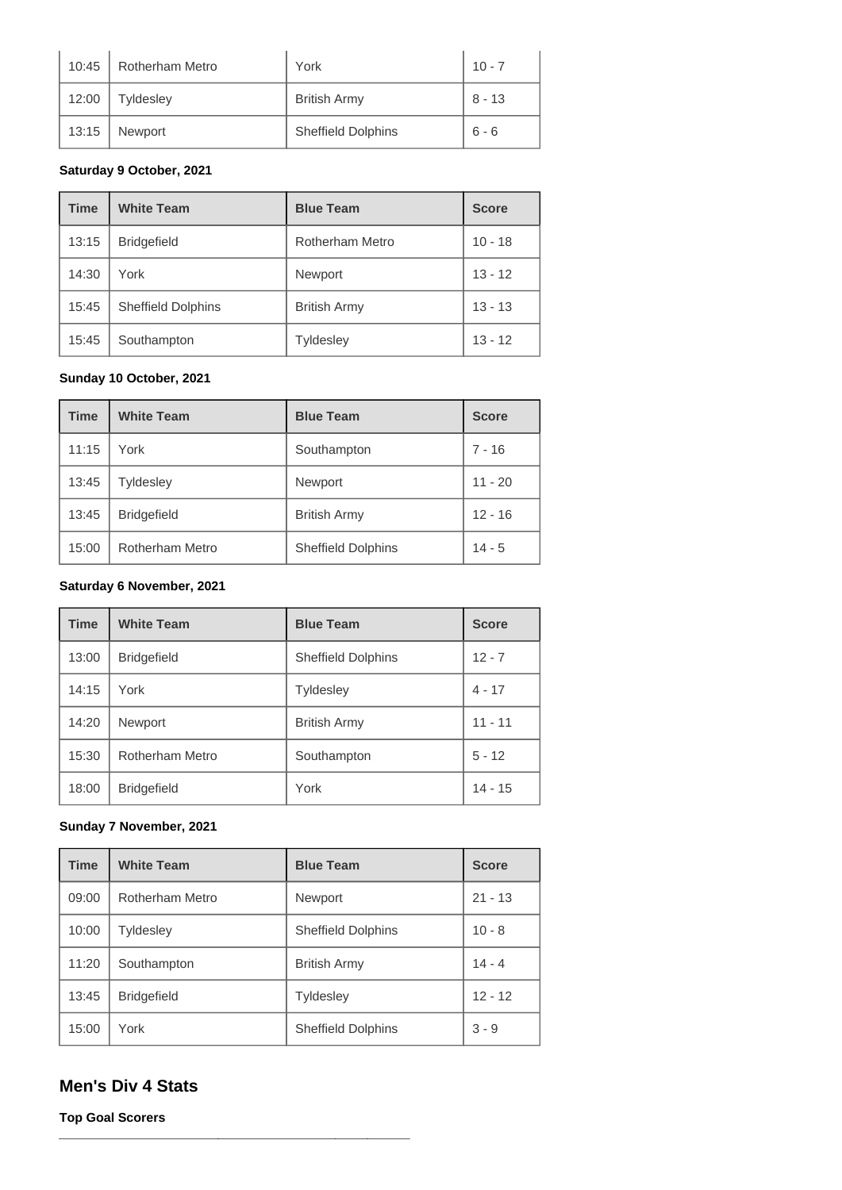| Time | White Team | Blue Team | Score |
|---|---|---|---|
| 10:45 | Rotherham Metro | York | 10 - 7 |
| 12:00 | Tyldesley | British Army | 8 - 13 |
| 13:15 | Newport | Sheffield Dolphins | 6 - 6 |

**Saturday 9 October, 2021**

| Time | White Team | Blue Team | Score |
|---|---|---|---|
| 13:15 | Bridgefield | Rotherham Metro | 10 - 18 |
| 14:30 | York | Newport | 13 - 12 |
| 15:45 | Sheffield Dolphins | British Army | 13 - 13 |
| 15:45 | Southampton | Tyldesley | 13 - 12 |

**Sunday 10 October, 2021**

| Time | White Team | Blue Team | Score |
|---|---|---|---|
| 11:15 | York | Southampton | 7 - 16 |
| 13:45 | Tyldesley | Newport | 11 - 20 |
| 13:45 | Bridgefield | British Army | 12 - 16 |
| 15:00 | Rotherham Metro | Sheffield Dolphins | 14 - 5 |

**Saturday 6 November, 2021**

| Time | White Team | Blue Team | Score |
|---|---|---|---|
| 13:00 | Bridgefield | Sheffield Dolphins | 12 - 7 |
| 14:15 | York | Tyldesley | 4 - 17 |
| 14:20 | Newport | British Army | 11 - 11 |
| 15:30 | Rotherham Metro | Southampton | 5 - 12 |
| 18:00 | Bridgefield | York | 14 - 15 |

**Sunday 7 November, 2021**

| Time | White Team | Blue Team | Score |
|---|---|---|---|
| 09:00 | Rotherham Metro | Newport | 21 - 13 |
| 10:00 | Tyldesley | Sheffield Dolphins | 10 - 8 |
| 11:20 | Southampton | British Army | 14 - 4 |
| 13:45 | Bridgefield | Tyldesley | 12 - 12 |
| 15:00 | York | Sheffield Dolphins | 3 - 9 |

## Men's Div 4 Stats

**Top Goal Scorers**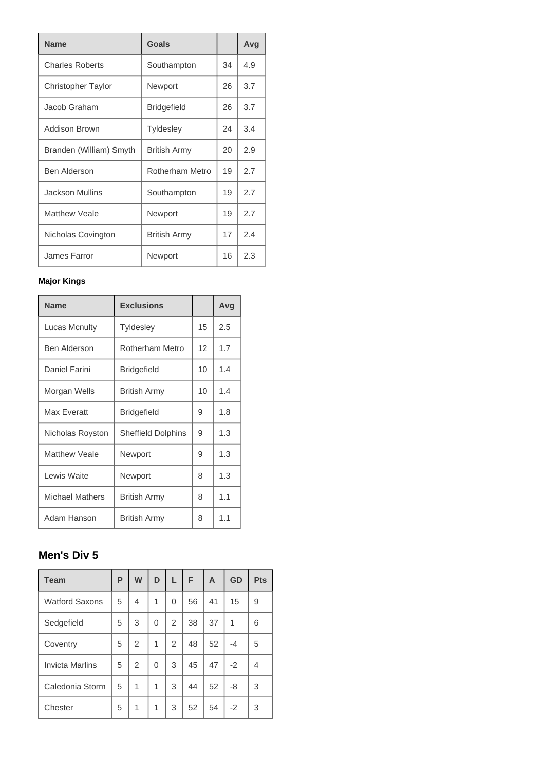| Name | Goals | | Avg |
|---|---|---|---|
| Charles Roberts | Southampton | 34 | 4.9 |
| Christopher Taylor | Newport | 26 | 3.7 |
| Jacob Graham | Bridgefield | 26 | 3.7 |
| Addison Brown | Tyldesley | 24 | 3.4 |
| Branden (William) Smyth | British Army | 20 | 2.9 |
| Ben Alderson | Rotherham Metro | 19 | 2.7 |
| Jackson Mullins | Southampton | 19 | 2.7 |
| Matthew Veale | Newport | 19 | 2.7 |
| Nicholas Covington | British Army | 17 | 2.4 |
| James Farror | Newport | 16 | 2.3 |

**Major Kings**

| Name | Exclusions | | Avg |
|---|---|---|---|
| Lucas Mcnulty | Tyldesley | 15 | 2.5 |
| Ben Alderson | Rotherham Metro | 12 | 1.7 |
| Daniel Farini | Bridgefield | 10 | 1.4 |
| Morgan Wells | British Army | 10 | 1.4 |
| Max Everatt | Bridgefield | 9 | 1.8 |
| Nicholas Royston | Sheffield Dolphins | 9 | 1.3 |
| Matthew Veale | Newport | 9 | 1.3 |
| Lewis Waite | Newport | 8 | 1.3 |
| Michael Mathers | British Army | 8 | 1.1 |
| Adam Hanson | British Army | 8 | 1.1 |

## Men's Div 5

| Team | P | W | D | L | F | A | GD | Pts |
|---|---|---|---|---|---|---|---|---|
| Watford Saxons | 5 | 4 | 1 | 0 | 56 | 41 | 15 | 9 |
| Sedgefield | 5 | 3 | 0 | 2 | 38 | 37 | 1 | 6 |
| Coventry | 5 | 2 | 1 | 2 | 48 | 52 | -4 | 5 |
| Invicta Marlins | 5 | 2 | 0 | 3 | 45 | 47 | -2 | 4 |
| Caledonia Storm | 5 | 1 | 1 | 3 | 44 | 52 | -8 | 3 |
| Chester | 5 | 1 | 1 | 3 | 52 | 54 | -2 | 3 |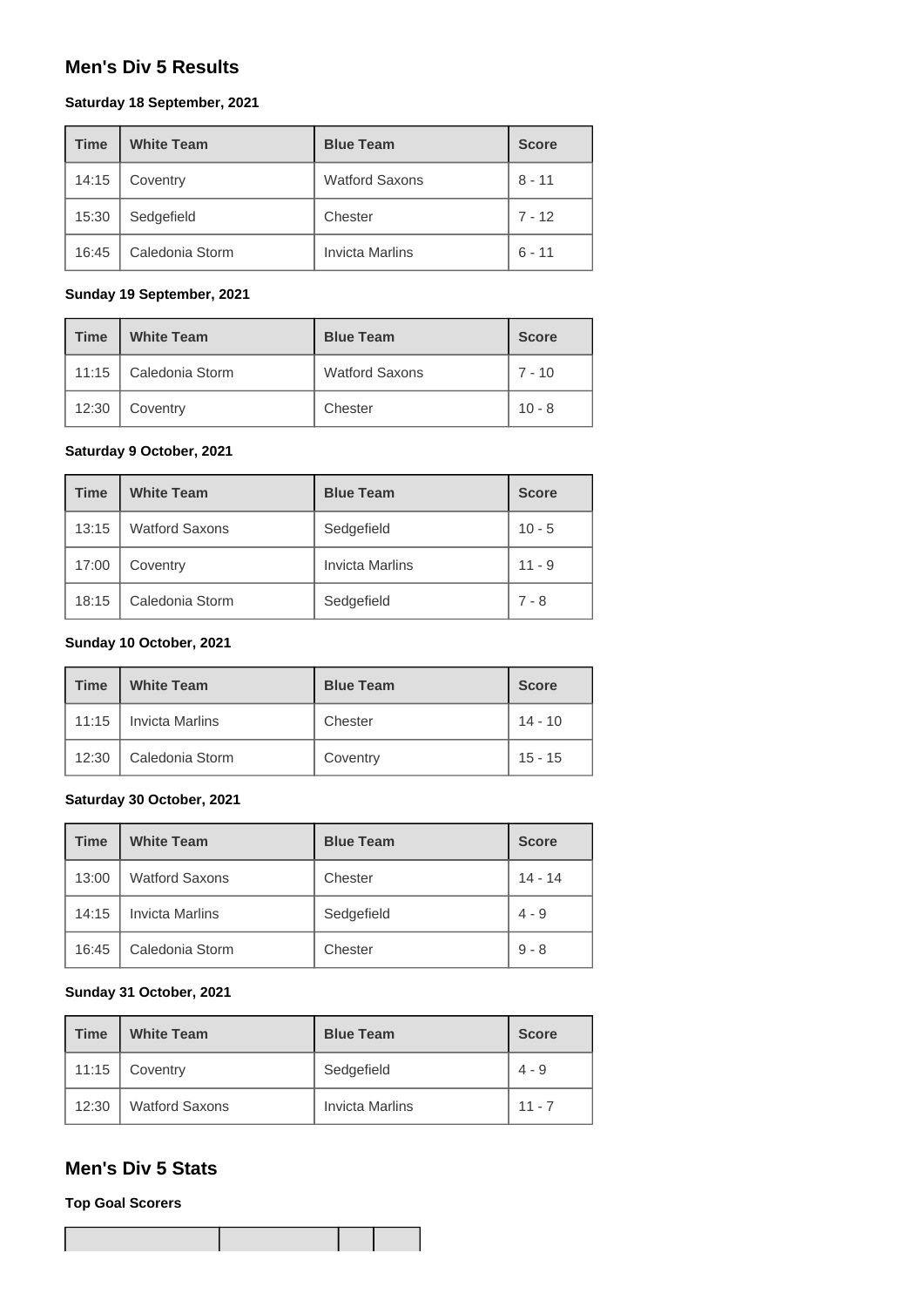## Men's Div 5 Results

**Saturday 18 September, 2021**

| Time | White Team | Blue Team | Score |
| --- | --- | --- | --- |
| 14:15 | Coventry | Watford Saxons | 8 - 11 |
| 15:30 | Sedgefield | Chester | 7 - 12 |
| 16:45 | Caledonia Storm | Invicta Marlins | 6 - 11 |

**Sunday 19 September, 2021**

| Time | White Team | Blue Team | Score |
| --- | --- | --- | --- |
| 11:15 | Caledonia Storm | Watford Saxons | 7 - 10 |
| 12:30 | Coventry | Chester | 10 - 8 |

**Saturday 9 October, 2021**

| Time | White Team | Blue Team | Score |
| --- | --- | --- | --- |
| 13:15 | Watford Saxons | Sedgefield | 10 - 5 |
| 17:00 | Coventry | Invicta Marlins | 11 - 9 |
| 18:15 | Caledonia Storm | Sedgefield | 7 - 8 |

**Sunday 10 October, 2021**

| Time | White Team | Blue Team | Score |
| --- | --- | --- | --- |
| 11:15 | Invicta Marlins | Chester | 14 - 10 |
| 12:30 | Caledonia Storm | Coventry | 15 - 15 |

**Saturday 30 October, 2021**

| Time | White Team | Blue Team | Score |
| --- | --- | --- | --- |
| 13:00 | Watford Saxons | Chester | 14 - 14 |
| 14:15 | Invicta Marlins | Sedgefield | 4 - 9 |
| 16:45 | Caledonia Storm | Chester | 9 - 8 |

**Sunday 31 October, 2021**

| Time | White Team | Blue Team | Score |
| --- | --- | --- | --- |
| 11:15 | Coventry | Sedgefield | 4 - 9 |
| 12:30 | Watford Saxons | Invicta Marlins | 11 - 7 |

## Men's Div 5 Stats

**Top Goal Scorers**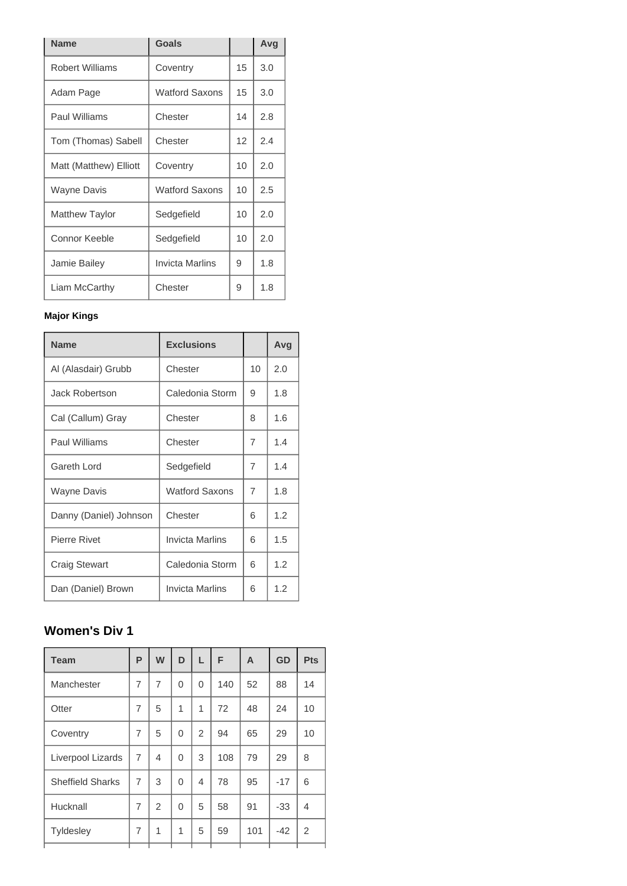| Name | Goals | | Avg |
|---|---|---|---|
| Robert Williams | Coventry | 15 | 3.0 |
| Adam Page | Watford Saxons | 15 | 3.0 |
| Paul Williams | Chester | 14 | 2.8 |
| Tom (Thomas) Sabell | Chester | 12 | 2.4 |
| Matt (Matthew) Elliott | Coventry | 10 | 2.0 |
| Wayne Davis | Watford Saxons | 10 | 2.5 |
| Matthew Taylor | Sedgefield | 10 | 2.0 |
| Connor Keeble | Sedgefield | 10 | 2.0 |
| Jamie Bailey | Invicta Marlins | 9 | 1.8 |
| Liam McCarthy | Chester | 9 | 1.8 |

**Major Kings**

| Name | Exclusions | | Avg |
|---|---|---|---|
| Al (Alasdair) Grubb | Chester | 10 | 2.0 |
| Jack Robertson | Caledonia Storm | 9 | 1.8 |
| Cal (Callum) Gray | Chester | 8 | 1.6 |
| Paul Williams | Chester | 7 | 1.4 |
| Gareth Lord | Sedgefield | 7 | 1.4 |
| Wayne Davis | Watford Saxons | 7 | 1.8 |
| Danny (Daniel) Johnson | Chester | 6 | 1.2 |
| Pierre Rivet | Invicta Marlins | 6 | 1.5 |
| Craig Stewart | Caledonia Storm | 6 | 1.2 |
| Dan (Daniel) Brown | Invicta Marlins | 6 | 1.2 |

## Women's Div 1

| Team | P | W | D | L | F | A | GD | Pts |
|---|---|---|---|---|---|---|---|---|
| Manchester | 7 | 7 | 0 | 0 | 140 | 52 | 88 | 14 |
| Otter | 7 | 5 | 1 | 1 | 72 | 48 | 24 | 10 |
| Coventry | 7 | 5 | 0 | 2 | 94 | 65 | 29 | 10 |
| Liverpool Lizards | 7 | 4 | 0 | 3 | 108 | 79 | 29 | 8 |
| Sheffield Sharks | 7 | 3 | 0 | 4 | 78 | 95 | -17 | 6 |
| Hucknall | 7 | 2 | 0 | 5 | 58 | 91 | -33 | 4 |
| Tyldesley | 7 | 1 | 1 | 5 | 59 | 101 | -42 | 2 |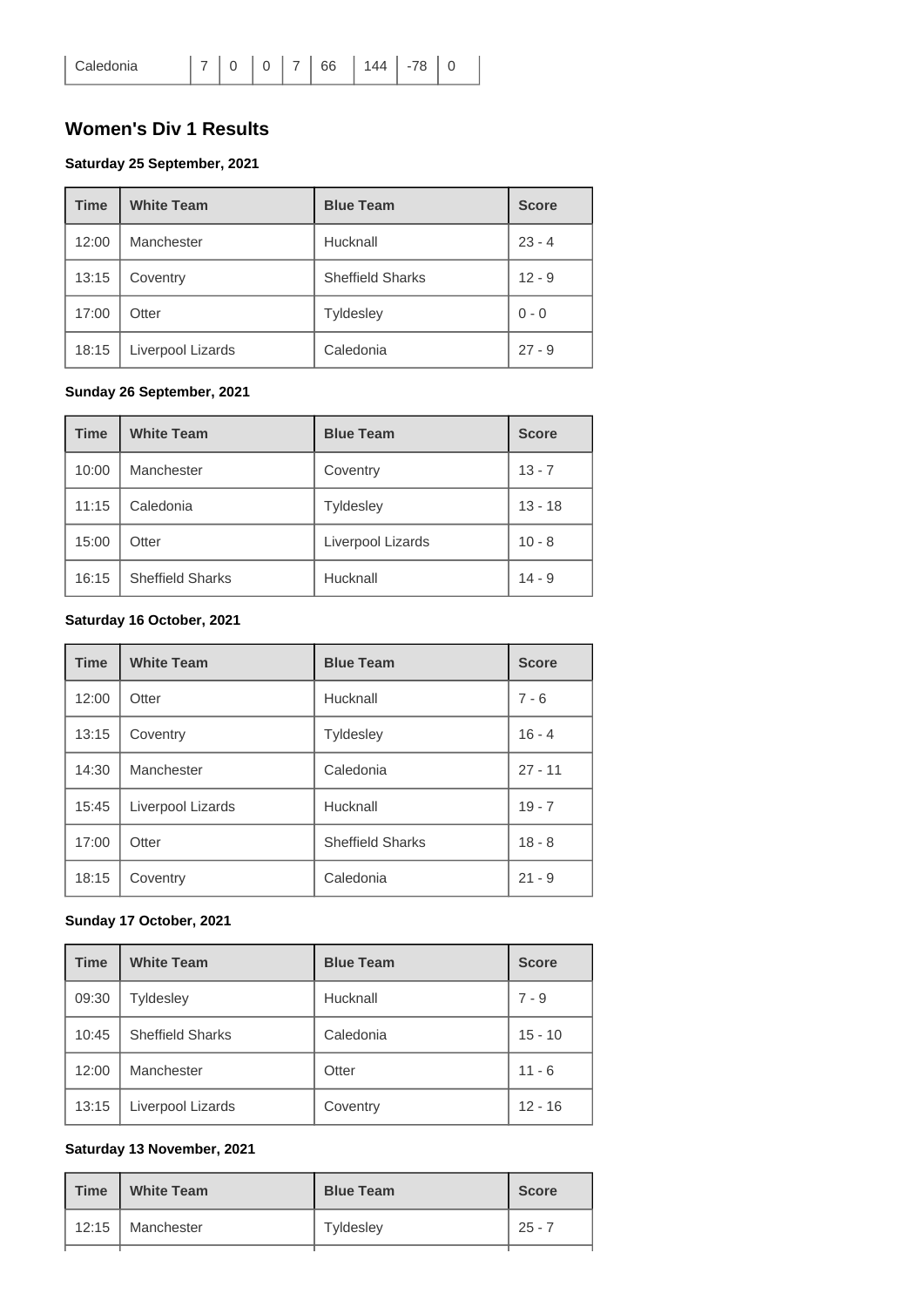| Caledonia | 7 | 0 | 0 | 7 | 66 | 144 | -78 | 0 |
|---|---|---|---|---|---|---|---|---|

## Women's Div 1 Results

### Saturday 25 September, 2021

| Time | White Team | Blue Team | Score |
|---|---|---|---|
| 12:00 | Manchester | Hucknall | 23 - 4 |
| 13:15 | Coventry | Sheffield Sharks | 12 - 9 |
| 17:00 | Otter | Tyldesley | 0 - 0 |
| 18:15 | Liverpool Lizards | Caledonia | 27 - 9 |

### Sunday 26 September, 2021

| Time | White Team | Blue Team | Score |
|---|---|---|---|
| 10:00 | Manchester | Coventry | 13 - 7 |
| 11:15 | Caledonia | Tyldesley | 13 - 18 |
| 15:00 | Otter | Liverpool Lizards | 10 - 8 |
| 16:15 | Sheffield Sharks | Hucknall | 14 - 9 |

### Saturday 16 October, 2021

| Time | White Team | Blue Team | Score |
|---|---|---|---|
| 12:00 | Otter | Hucknall | 7 - 6 |
| 13:15 | Coventry | Tyldesley | 16 - 4 |
| 14:30 | Manchester | Caledonia | 27 - 11 |
| 15:45 | Liverpool Lizards | Hucknall | 19 - 7 |
| 17:00 | Otter | Sheffield Sharks | 18 - 8 |
| 18:15 | Coventry | Caledonia | 21 - 9 |

### Sunday 17 October, 2021

| Time | White Team | Blue Team | Score |
|---|---|---|---|
| 09:30 | Tyldesley | Hucknall | 7 - 9 |
| 10:45 | Sheffield Sharks | Caledonia | 15 - 10 |
| 12:00 | Manchester | Otter | 11 - 6 |
| 13:15 | Liverpool Lizards | Coventry | 12 - 16 |

### Saturday 13 November, 2021

| Time | White Team | Blue Team | Score |
|---|---|---|---|
| 12:15 | Manchester | Tyldesley | 25 - 7 |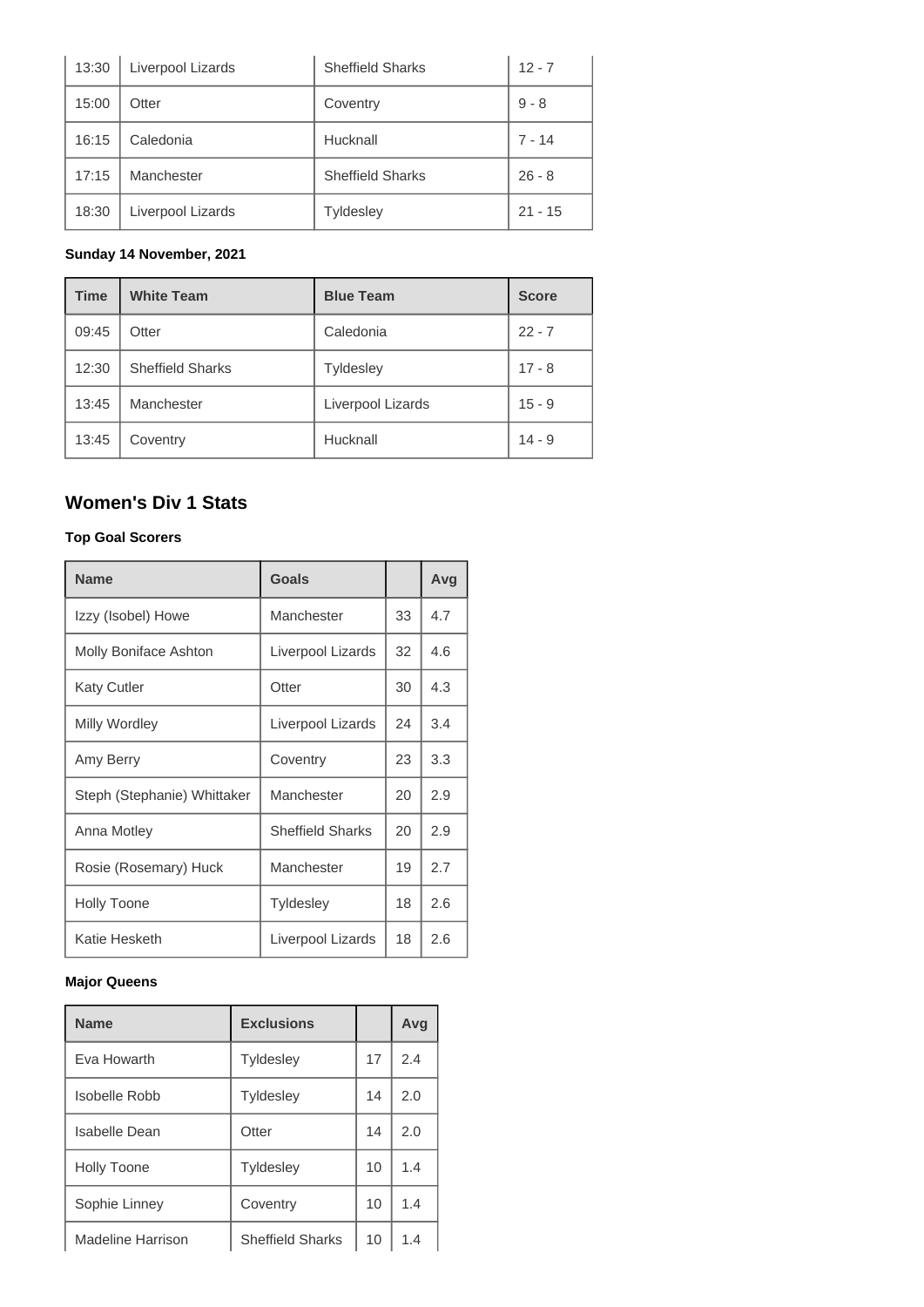| 13:30 | Liverpool Lizards | Sheffield Sharks | 12 - 7 |
|---|---|---|---|
| 15:00 | Otter | Coventry | 9 - 8 |
| 16:15 | Caledonia | Hucknall | 7 - 14 |
| 17:15 | Manchester | Sheffield Sharks | 26 - 8 |
| 18:30 | Liverpool Lizards | Tyldesley | 21 - 15 |

**Sunday 14 November, 2021**

| Time | White Team | Blue Team | Score |
|---|---|---|---|
| 09:45 | Otter | Caledonia | 22 - 7 |
| 12:30 | Sheffield Sharks | Tyldesley | 17 - 8 |
| 13:45 | Manchester | Liverpool Lizards | 15 - 9 |
| 13:45 | Coventry | Hucknall | 14 - 9 |

## Women's Div 1 Stats

**Top Goal Scorers**

| Name | Goals | | Avg |
|---|---|---|---|
| Izzy (Isobel) Howe | Manchester | 33 | 4.7 |
| Molly Boniface Ashton | Liverpool Lizards | 32 | 4.6 |
| Katy Cutler | Otter | 30 | 4.3 |
| Milly Wordley | Liverpool Lizards | 24 | 3.4 |
| Amy Berry | Coventry | 23 | 3.3 |
| Steph (Stephanie) Whittaker | Manchester | 20 | 2.9 |
| Anna Motley | Sheffield Sharks | 20 | 2.9 |
| Rosie (Rosemary) Huck | Manchester | 19 | 2.7 |
| Holly Toone | Tyldesley | 18 | 2.6 |
| Katie Hesketh | Liverpool Lizards | 18 | 2.6 |

**Major Queens**

| Name | Exclusions | | Avg |
|---|---|---|---|
| Eva Howarth | Tyldesley | 17 | 2.4 |
| Isobelle Robb | Tyldesley | 14 | 2.0 |
| Isabelle Dean | Otter | 14 | 2.0 |
| Holly Toone | Tyldesley | 10 | 1.4 |
| Sophie Linney | Coventry | 10 | 1.4 |
| Madeline Harrison | Sheffield Sharks | 10 | 1.4 |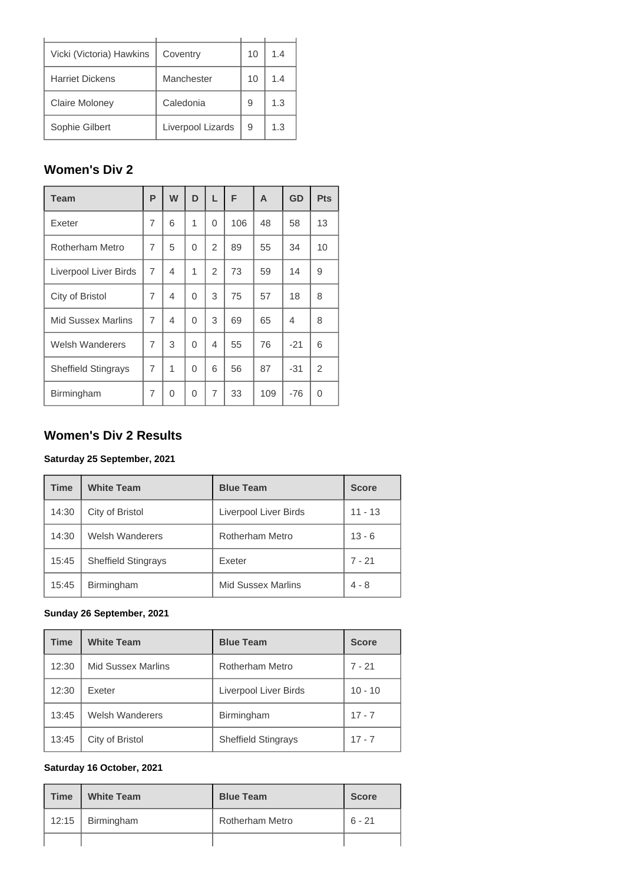| | | | |
|---|---|---|---|
| Vicki (Victoria) Hawkins | Coventry | 10 | 1.4 |
| Harriet Dickens | Manchester | 10 | 1.4 |
| Claire Moloney | Caledonia | 9 | 1.3 |
| Sophie Gilbert | Liverpool Lizards | 9 | 1.3 |

## Women's Div 2

| Team | P | W | D | L | F | A | GD | Pts |
|---|---|---|---|---|---|---|---|---|
| Exeter | 7 | 6 | 1 | 0 | 106 | 48 | 58 | 13 |
| Rotherham Metro | 7 | 5 | 0 | 2 | 89 | 55 | 34 | 10 |
| Liverpool Liver Birds | 7 | 4 | 1 | 2 | 73 | 59 | 14 | 9 |
| City of Bristol | 7 | 4 | 0 | 3 | 75 | 57 | 18 | 8 |
| Mid Sussex Marlins | 7 | 4 | 0 | 3 | 69 | 65 | 4 | 8 |
| Welsh Wanderers | 7 | 3 | 0 | 4 | 55 | 76 | -21 | 6 |
| Sheffield Stingrays | 7 | 1 | 0 | 6 | 56 | 87 | -31 | 2 |
| Birmingham | 7 | 0 | 0 | 7 | 33 | 109 | -76 | 0 |

## Women's Div 2 Results

**Saturday 25 September, 2021**

| Time | White Team | Blue Team | Score |
|---|---|---|---|
| 14:30 | City of Bristol | Liverpool Liver Birds | 11 - 13 |
| 14:30 | Welsh Wanderers | Rotherham Metro | 13 - 6 |
| 15:45 | Sheffield Stingrays | Exeter | 7 - 21 |
| 15:45 | Birmingham | Mid Sussex Marlins | 4 - 8 |

**Sunday 26 September, 2021**

| Time | White Team | Blue Team | Score |
|---|---|---|---|
| 12:30 | Mid Sussex Marlins | Rotherham Metro | 7 - 21 |
| 12:30 | Exeter | Liverpool Liver Birds | 10 - 10 |
| 13:45 | Welsh Wanderers | Birmingham | 17 - 7 |
| 13:45 | City of Bristol | Sheffield Stingrays | 17 - 7 |

**Saturday 16 October, 2021**

| Time | White Team | Blue Team | Score |
|---|---|---|---|
| 12:15 | Birmingham | Rotherham Metro | 6 - 21 |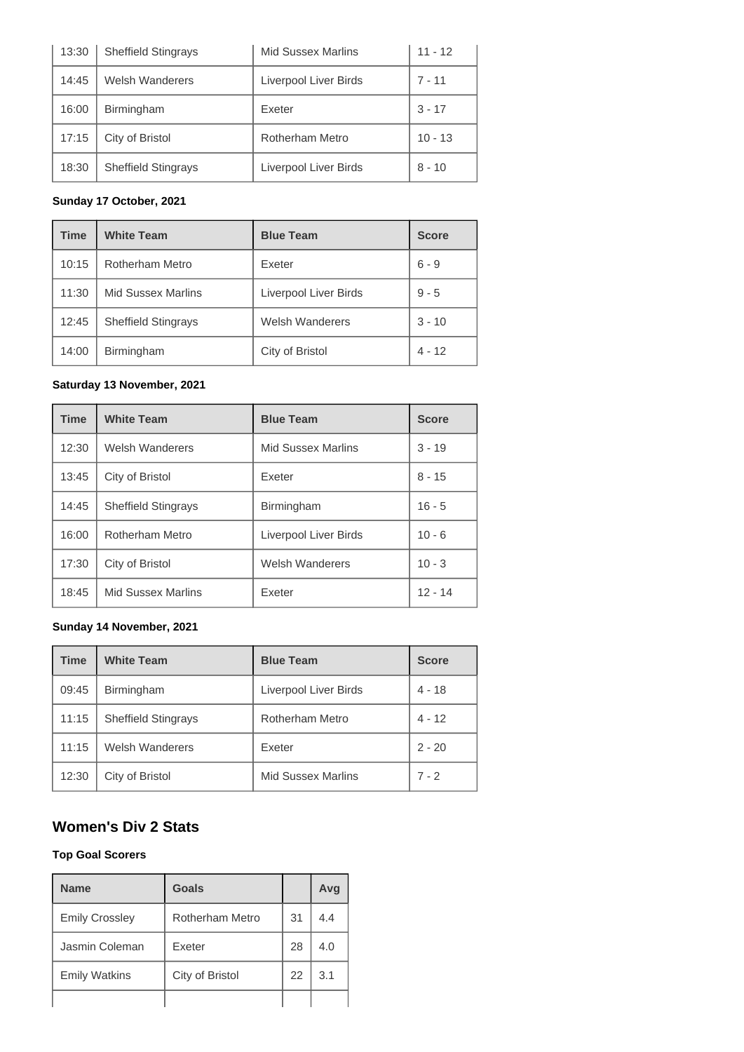| Time | White Team | Blue Team | Score |
| --- | --- | --- | --- |
| 13:30 | Sheffield Stingrays | Mid Sussex Marlins | 11 - 12 |
| 14:45 | Welsh Wanderers | Liverpool Liver Birds | 7 - 11 |
| 16:00 | Birmingham | Exeter | 3 - 17 |
| 17:15 | City of Bristol | Rotherham Metro | 10 - 13 |
| 18:30 | Sheffield Stingrays | Liverpool Liver Birds | 8 - 10 |

#### Sunday 17 October, 2021

| Time | White Team | Blue Team | Score |
| --- | --- | --- | --- |
| 10:15 | Rotherham Metro | Exeter | 6 - 9 |
| 11:30 | Mid Sussex Marlins | Liverpool Liver Birds | 9 - 5 |
| 12:45 | Sheffield Stingrays | Welsh Wanderers | 3 - 10 |
| 14:00 | Birmingham | City of Bristol | 4 - 12 |

#### Saturday 13 November, 2021

| Time | White Team | Blue Team | Score |
| --- | --- | --- | --- |
| 12:30 | Welsh Wanderers | Mid Sussex Marlins | 3 - 19 |
| 13:45 | City of Bristol | Exeter | 8 - 15 |
| 14:45 | Sheffield Stingrays | Birmingham | 16 - 5 |
| 16:00 | Rotherham Metro | Liverpool Liver Birds | 10 - 6 |
| 17:30 | City of Bristol | Welsh Wanderers | 10 - 3 |
| 18:45 | Mid Sussex Marlins | Exeter | 12 - 14 |

#### Sunday 14 November, 2021

| Time | White Team | Blue Team | Score |
| --- | --- | --- | --- |
| 09:45 | Birmingham | Liverpool Liver Birds | 4 - 18 |
| 11:15 | Sheffield Stingrays | Rotherham Metro | 4 - 12 |
| 11:15 | Welsh Wanderers | Exeter | 2 - 20 |
| 12:30 | City of Bristol | Mid Sussex Marlins | 7 - 2 |

## Women's Div 2 Stats

#### Top Goal Scorers

| Name | Goals | | Avg |
| --- | --- | --- | --- |
| Emily Crossley | Rotherham Metro | 31 | 4.4 |
| Jasmin Coleman | Exeter | 28 | 4.0 |
| Emily Watkins | City of Bristol | 22 | 3.1 |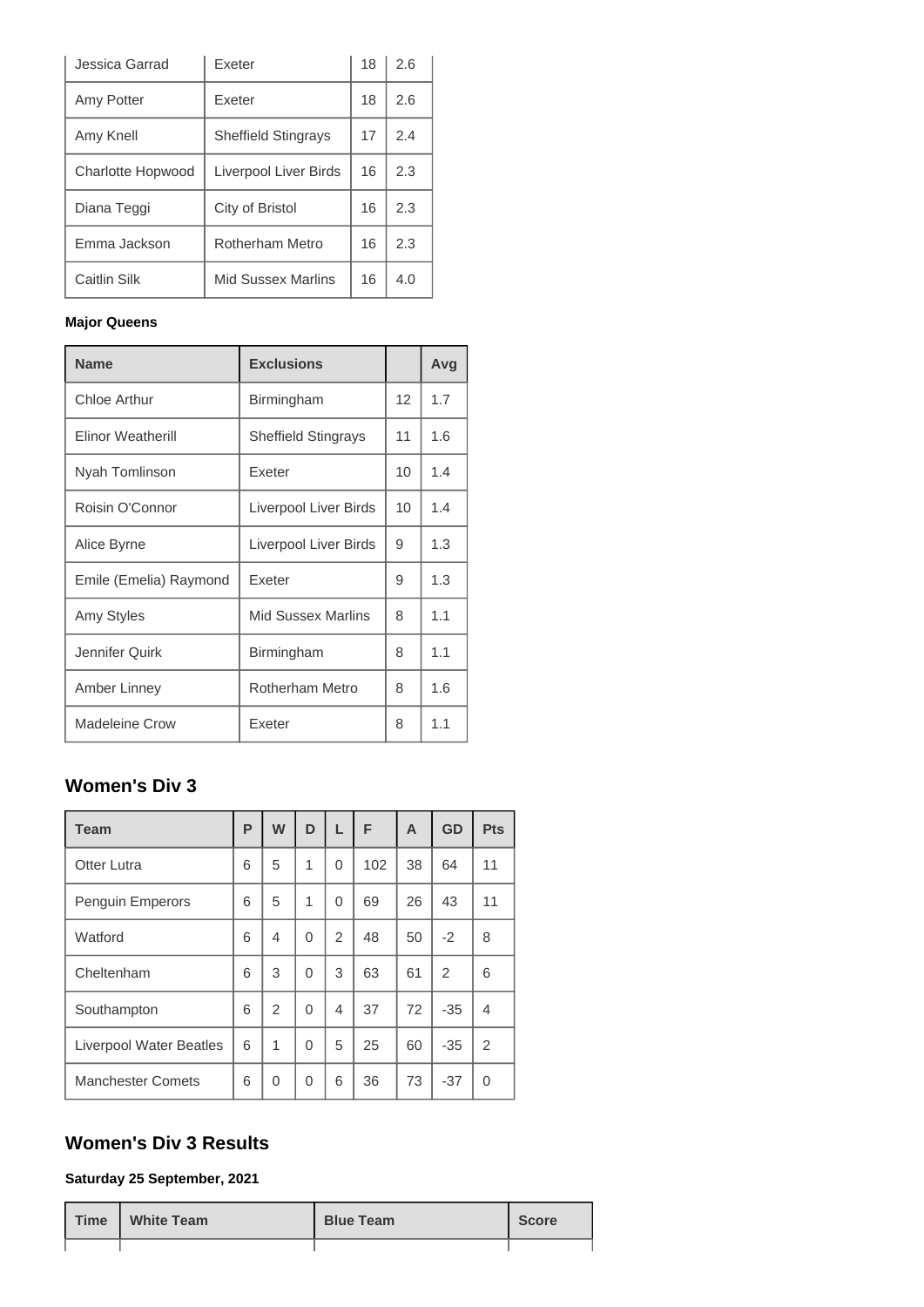| Jessica Garrad | Exeter | 18 | 2.6 |
|---|---|---|---|
| Amy Potter | Exeter | 18 | 2.6 |
| Amy Knell | Sheffield Stingrays | 17 | 2.4 |
| Charlotte Hopwood | Liverpool Liver Birds | 16 | 2.3 |
| Diana Teggi | City of Bristol | 16 | 2.3 |
| Emma Jackson | Rotherham Metro | 16 | 2.3 |
| Caitlin Silk | Mid Sussex Marlins | 16 | 4.0 |

**Major Queens**

| Name | Exclusions | | Avg |
|---|---|---|---|
| Chloe Arthur | Birmingham | 12 | 1.7 |
| Elinor Weatherill | Sheffield Stingrays | 11 | 1.6 |
| Nyah Tomlinson | Exeter | 10 | 1.4 |
| Roisin O'Connor | Liverpool Liver Birds | 10 | 1.4 |
| Alice Byrne | Liverpool Liver Birds | 9 | 1.3 |
| Emile (Emelia) Raymond | Exeter | 9 | 1.3 |
| Amy Styles | Mid Sussex Marlins | 8 | 1.1 |
| Jennifer Quirk | Birmingham | 8 | 1.1 |
| Amber Linney | Rotherham Metro | 8 | 1.6 |
| Madeleine Crow | Exeter | 8 | 1.1 |

## Women's Div 3

| Team | P | W | D | L | F | A | GD | Pts |
|---|---|---|---|---|---|---|---|---|
| Otter Lutra | 6 | 5 | 1 | 0 | 102 | 38 | 64 | 11 |
| Penguin Emperors | 6 | 5 | 1 | 0 | 69 | 26 | 43 | 11 |
| Watford | 6 | 4 | 0 | 2 | 48 | 50 | -2 | 8 |
| Cheltenham | 6 | 3 | 0 | 3 | 63 | 61 | 2 | 6 |
| Southampton | 6 | 2 | 0 | 4 | 37 | 72 | -35 | 4 |
| Liverpool Water Beatles | 6 | 1 | 0 | 5 | 25 | 60 | -35 | 2 |
| Manchester Comets | 6 | 0 | 0 | 6 | 36 | 73 | -37 | 0 |

## Women's Div 3 Results

**Saturday 25 September, 2021**

| Time | White Team | Blue Team | Score |
|---|---|---|---|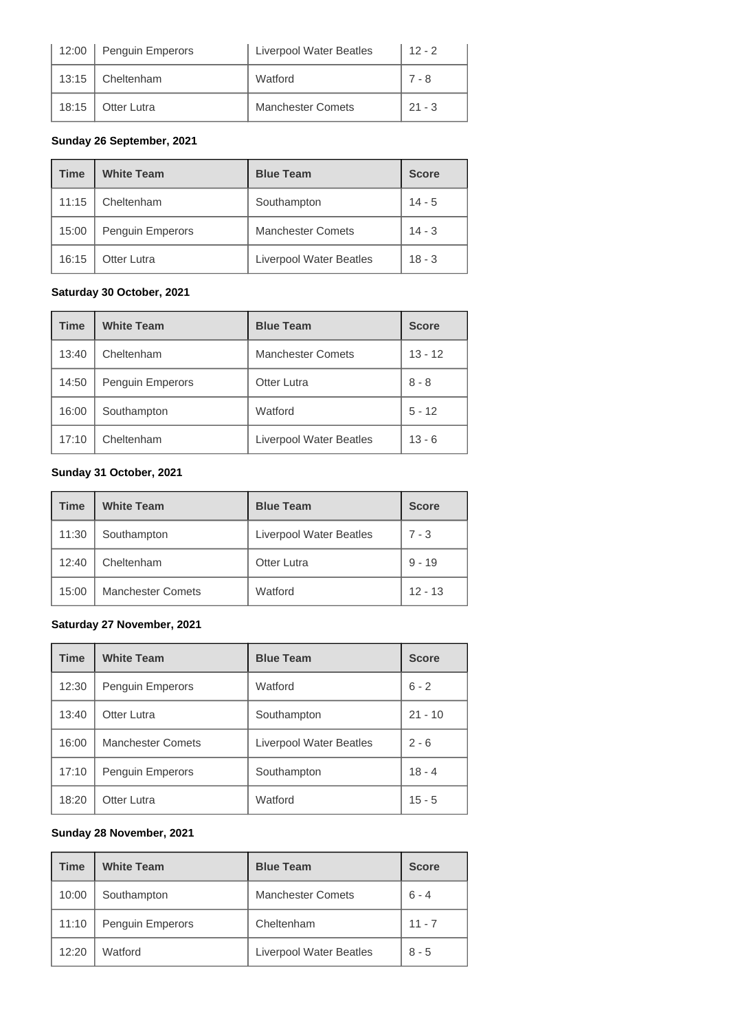| Time | White Team | Blue Team | Score |
|---|---|---|---|
| 12:00 | Penguin Emperors | Liverpool Water Beatles | 12 - 2 |
| 13:15 | Cheltenham | Watford | 7 - 8 |
| 18:15 | Otter Lutra | Manchester Comets | 21 - 3 |

**Sunday 26 September, 2021**

| Time | White Team | Blue Team | Score |
|---|---|---|---|
| 11:15 | Cheltenham | Southampton | 14 - 5 |
| 15:00 | Penguin Emperors | Manchester Comets | 14 - 3 |
| 16:15 | Otter Lutra | Liverpool Water Beatles | 18 - 3 |

**Saturday 30 October, 2021**

| Time | White Team | Blue Team | Score |
|---|---|---|---|
| 13:40 | Cheltenham | Manchester Comets | 13 - 12 |
| 14:50 | Penguin Emperors | Otter Lutra | 8 - 8 |
| 16:00 | Southampton | Watford | 5 - 12 |
| 17:10 | Cheltenham | Liverpool Water Beatles | 13 - 6 |

**Sunday 31 October, 2021**

| Time | White Team | Blue Team | Score |
|---|---|---|---|
| 11:30 | Southampton | Liverpool Water Beatles | 7 - 3 |
| 12:40 | Cheltenham | Otter Lutra | 9 - 19 |
| 15:00 | Manchester Comets | Watford | 12 - 13 |

**Saturday 27 November, 2021**

| Time | White Team | Blue Team | Score |
|---|---|---|---|
| 12:30 | Penguin Emperors | Watford | 6 - 2 |
| 13:40 | Otter Lutra | Southampton | 21 - 10 |
| 16:00 | Manchester Comets | Liverpool Water Beatles | 2 - 6 |
| 17:10 | Penguin Emperors | Southampton | 18 - 4 |
| 18:20 | Otter Lutra | Watford | 15 - 5 |

**Sunday 28 November, 2021**

| Time | White Team | Blue Team | Score |
|---|---|---|---|
| 10:00 | Southampton | Manchester Comets | 6 - 4 |
| 11:10 | Penguin Emperors | Cheltenham | 11 - 7 |
| 12:20 | Watford | Liverpool Water Beatles | 8 - 5 |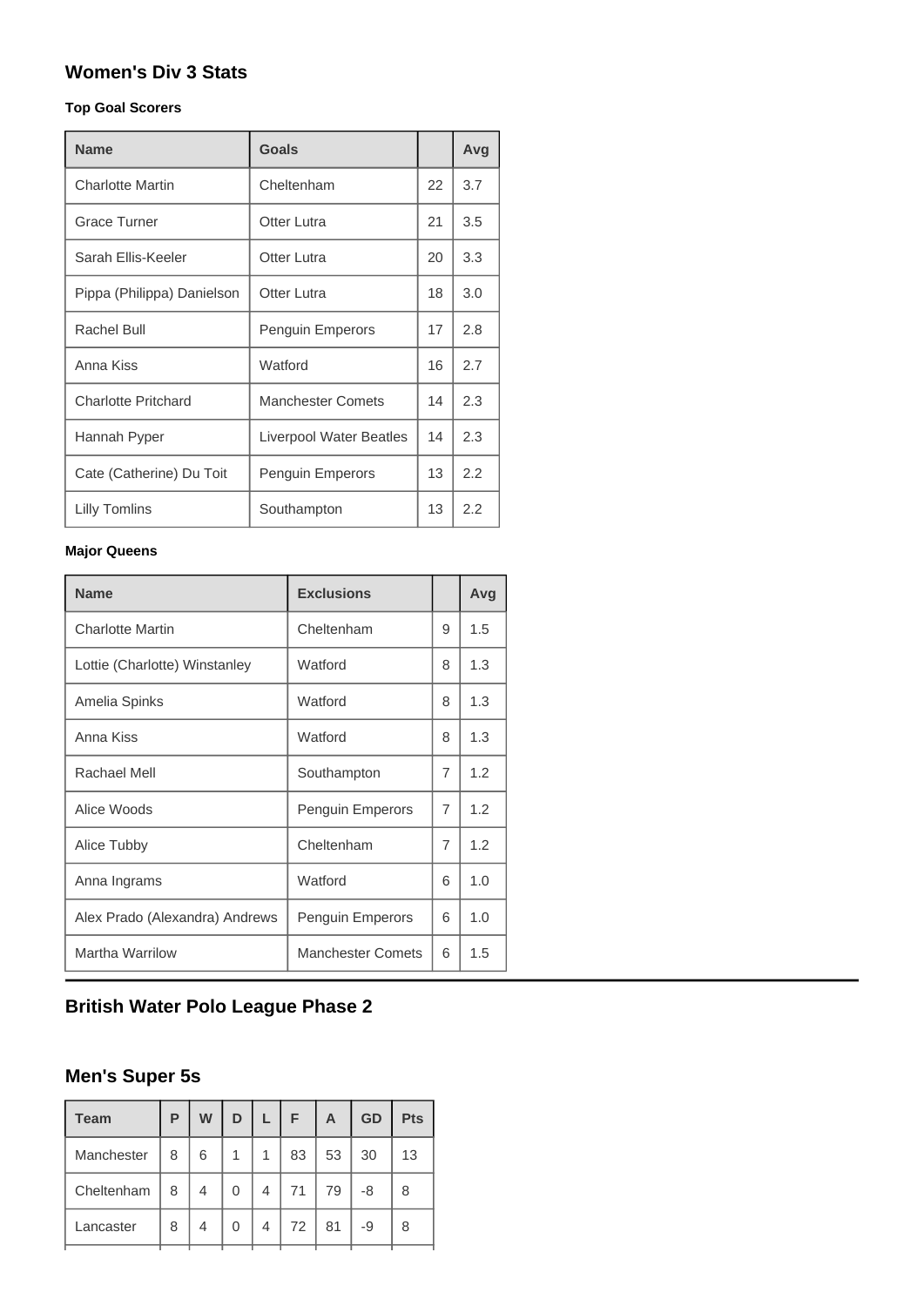## Women's Div 3 Stats

#### Top Goal Scorers

| Name | Goals | | Avg |
|---|---|---|---|
| Charlotte Martin | Cheltenham | 22 | 3.7 |
| Grace Turner | Otter Lutra | 21 | 3.5 |
| Sarah Ellis-Keeler | Otter Lutra | 20 | 3.3 |
| Pippa (Philippa) Danielson | Otter Lutra | 18 | 3.0 |
| Rachel Bull | Penguin Emperors | 17 | 2.8 |
| Anna Kiss | Watford | 16 | 2.7 |
| Charlotte Pritchard | Manchester Comets | 14 | 2.3 |
| Hannah Pyper | Liverpool Water Beatles | 14 | 2.3 |
| Cate (Catherine) Du Toit | Penguin Emperors | 13 | 2.2 |
| Lilly Tomlins | Southampton | 13 | 2.2 |

#### Major Queens

| Name | Exclusions | | Avg |
|---|---|---|---|
| Charlotte Martin | Cheltenham | 9 | 1.5 |
| Lottie (Charlotte) Winstanley | Watford | 8 | 1.3 |
| Amelia Spinks | Watford | 8 | 1.3 |
| Anna Kiss | Watford | 8 | 1.3 |
| Rachael Mell | Southampton | 7 | 1.2 |
| Alice Woods | Penguin Emperors | 7 | 1.2 |
| Alice Tubby | Cheltenham | 7 | 1.2 |
| Anna Ingrams | Watford | 6 | 1.0 |
| Alex Prado (Alexandra) Andrews | Penguin Emperors | 6 | 1.0 |
| Martha Warrilow | Manchester Comets | 6 | 1.5 |

## British Water Polo League Phase 2

## Men's Super 5s

| Team | P | W | D | L | F | A | GD | Pts |
|---|---|---|---|---|---|---|---|---|
| Manchester | 8 | 6 | 1 | 1 | 83 | 53 | 30 | 13 |
| Cheltenham | 8 | 4 | 0 | 4 | 71 | 79 | -8 | 8 |
| Lancaster | 8 | 4 | 0 | 4 | 72 | 81 | -9 | 8 |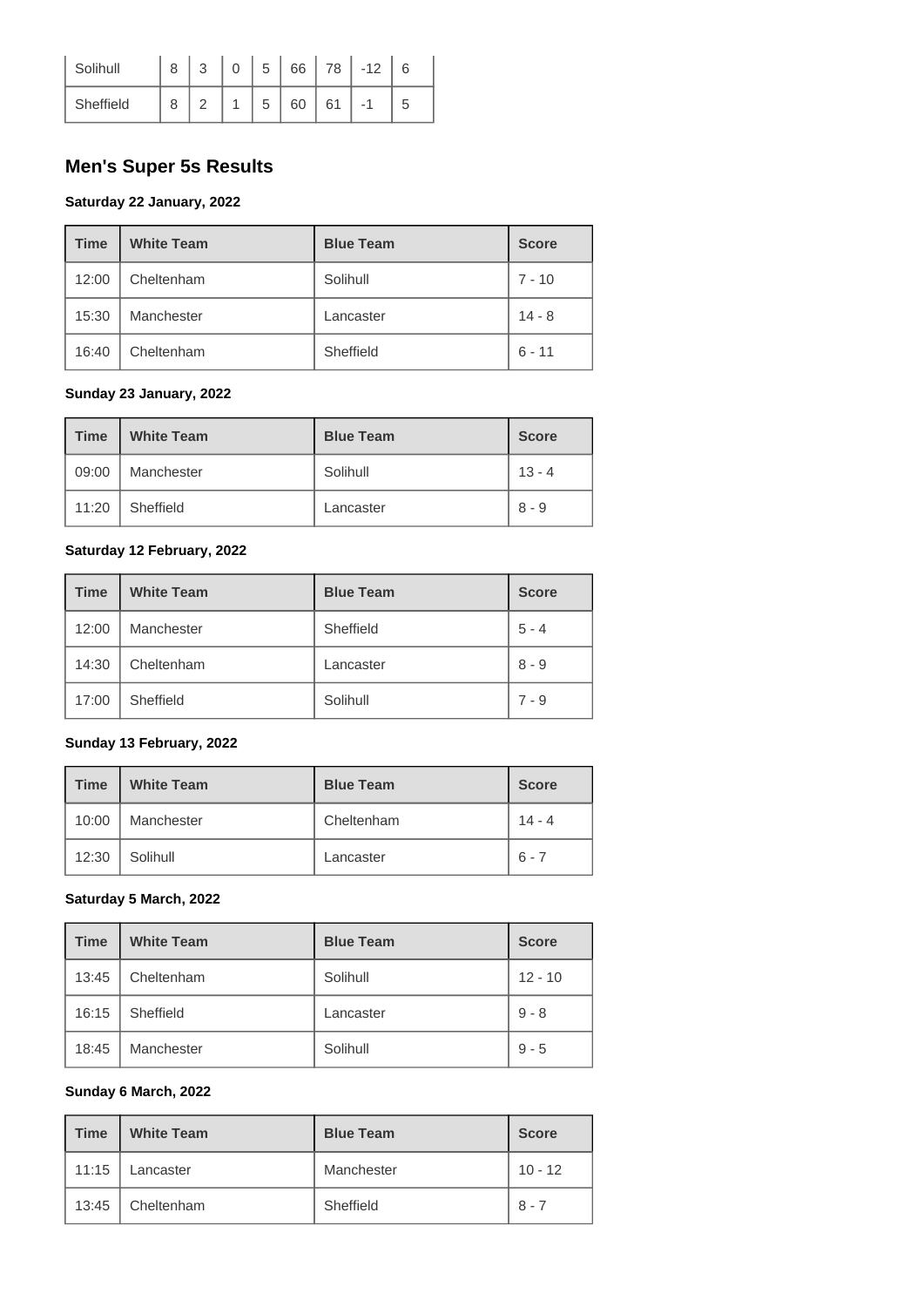| | | | | | | | | |
|---|---|---|---|---|---|---|---|---|
| Solihull | 8 | 3 | 0 | 5 | 66 | 78 | -12 | 6 |
| Sheffield | 8 | 2 | 1 | 5 | 60 | 61 | -1 | 5 |

## Men's Super 5s Results

**Saturday 22 January, 2022**

| Time | White Team | Blue Team | Score |
|---|---|---|---|
| 12:00 | Cheltenham | Solihull | 7 - 10 |
| 15:30 | Manchester | Lancaster | 14 - 8 |
| 16:40 | Cheltenham | Sheffield | 6 - 11 |

**Sunday 23 January, 2022**

| Time | White Team | Blue Team | Score |
|---|---|---|---|
| 09:00 | Manchester | Solihull | 13 - 4 |
| 11:20 | Sheffield | Lancaster | 8 - 9 |

**Saturday 12 February, 2022**

| Time | White Team | Blue Team | Score |
|---|---|---|---|
| 12:00 | Manchester | Sheffield | 5 - 4 |
| 14:30 | Cheltenham | Lancaster | 8 - 9 |
| 17:00 | Sheffield | Solihull | 7 - 9 |

**Sunday 13 February, 2022**

| Time | White Team | Blue Team | Score |
|---|---|---|---|
| 10:00 | Manchester | Cheltenham | 14 - 4 |
| 12:30 | Solihull | Lancaster | 6 - 7 |

**Saturday 5 March, 2022**

| Time | White Team | Blue Team | Score |
|---|---|---|---|
| 13:45 | Cheltenham | Solihull | 12 - 10 |
| 16:15 | Sheffield | Lancaster | 9 - 8 |
| 18:45 | Manchester | Solihull | 9 - 5 |

**Sunday 6 March, 2022**

| Time | White Team | Blue Team | Score |
|---|---|---|---|
| 11:15 | Lancaster | Manchester | 10 - 12 |
| 13:45 | Cheltenham | Sheffield | 8 - 7 |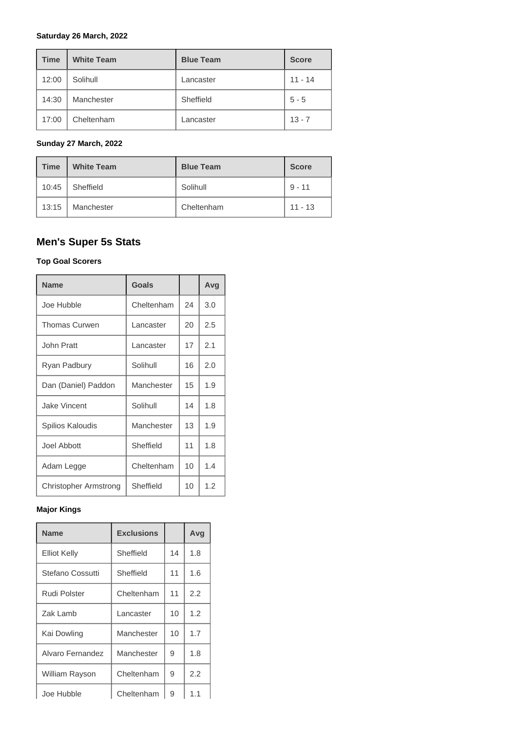**Saturday 26 March, 2022**

| Time | White Team | Blue Team | Score |
| --- | --- | --- | --- |
| 12:00 | Solihull | Lancaster | 11 - 14 |
| 14:30 | Manchester | Sheffield | 5 - 5 |
| 17:00 | Cheltenham | Lancaster | 13 - 7 |

**Sunday 27 March, 2022**

| Time | White Team | Blue Team | Score |
| --- | --- | --- | --- |
| 10:45 | Sheffield | Solihull | 9 - 11 |
| 13:15 | Manchester | Cheltenham | 11 - 13 |

## Men's Super 5s Stats

**Top Goal Scorers**

| Name | Goals | | Avg |
| --- | --- | --- | --- |
| Joe Hubble | Cheltenham | 24 | 3.0 |
| Thomas Curwen | Lancaster | 20 | 2.5 |
| John Pratt | Lancaster | 17 | 2.1 |
| Ryan Padbury | Solihull | 16 | 2.0 |
| Dan (Daniel) Paddon | Manchester | 15 | 1.9 |
| Jake Vincent | Solihull | 14 | 1.8 |
| Spilios Kaloudis | Manchester | 13 | 1.9 |
| Joel Abbott | Sheffield | 11 | 1.8 |
| Adam Legge | Cheltenham | 10 | 1.4 |
| Christopher Armstrong | Sheffield | 10 | 1.2 |

**Major Kings**

| Name | Exclusions | | Avg |
| --- | --- | --- | --- |
| Elliot Kelly | Sheffield | 14 | 1.8 |
| Stefano Cossutti | Sheffield | 11 | 1.6 |
| Rudi Polster | Cheltenham | 11 | 2.2 |
| Zak Lamb | Lancaster | 10 | 1.2 |
| Kai Dowling | Manchester | 10 | 1.7 |
| Alvaro Fernandez | Manchester | 9 | 1.8 |
| William Rayson | Cheltenham | 9 | 2.2 |
| Joe Hubble | Cheltenham | 9 | 1.1 |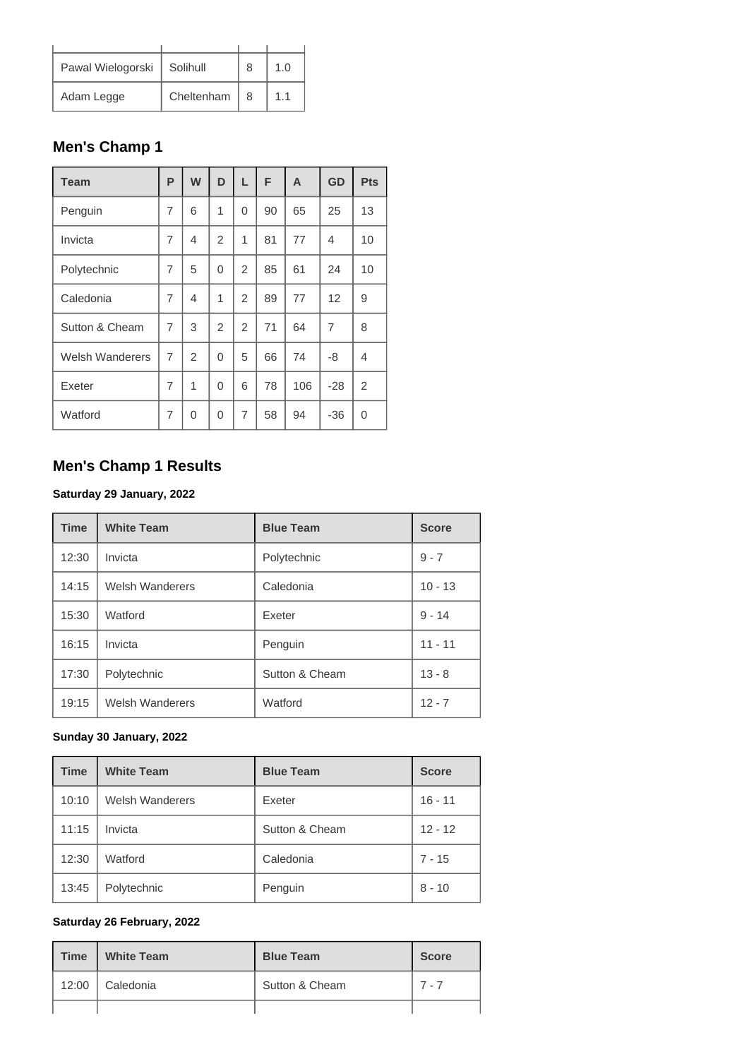| | | | |
|---|---|---|---|
| Pawal Wielogorski | Solihull | 8 | 1.0 |
| Adam Legge | Cheltenham | 8 | 1.1 |

## Men's Champ 1

| Team | P | W | D | L | F | A | GD | Pts |
|---|---|---|---|---|---|---|---|---|
| Penguin | 7 | 6 | 1 | 0 | 90 | 65 | 25 | 13 |
| Invicta | 7 | 4 | 2 | 1 | 81 | 77 | 4 | 10 |
| Polytechnic | 7 | 5 | 0 | 2 | 85 | 61 | 24 | 10 |
| Caledonia | 7 | 4 | 1 | 2 | 89 | 77 | 12 | 9 |
| Sutton & Cheam | 7 | 3 | 2 | 2 | 71 | 64 | 7 | 8 |
| Welsh Wanderers | 7 | 2 | 0 | 5 | 66 | 74 | -8 | 4 |
| Exeter | 7 | 1 | 0 | 6 | 78 | 106 | -28 | 2 |
| Watford | 7 | 0 | 0 | 7 | 58 | 94 | -36 | 0 |

## Men's Champ 1 Results

#### Saturday 29 January, 2022

| Time | White Team | Blue Team | Score |
|---|---|---|---|
| 12:30 | Invicta | Polytechnic | 9 - 7 |
| 14:15 | Welsh Wanderers | Caledonia | 10 - 13 |
| 15:30 | Watford | Exeter | 9 - 14 |
| 16:15 | Invicta | Penguin | 11 - 11 |
| 17:30 | Polytechnic | Sutton & Cheam | 13 - 8 |
| 19:15 | Welsh Wanderers | Watford | 12 - 7 |

#### Sunday 30 January, 2022

| Time | White Team | Blue Team | Score |
|---|---|---|---|
| 10:10 | Welsh Wanderers | Exeter | 16 - 11 |
| 11:15 | Invicta | Sutton & Cheam | 12 - 12 |
| 12:30 | Watford | Caledonia | 7 - 15 |
| 13:45 | Polytechnic | Penguin | 8 - 10 |

#### Saturday 26 February, 2022

| Time | White Team | Blue Team | Score |
|---|---|---|---|
| 12:00 | Caledonia | Sutton & Cheam | 7 - 7 |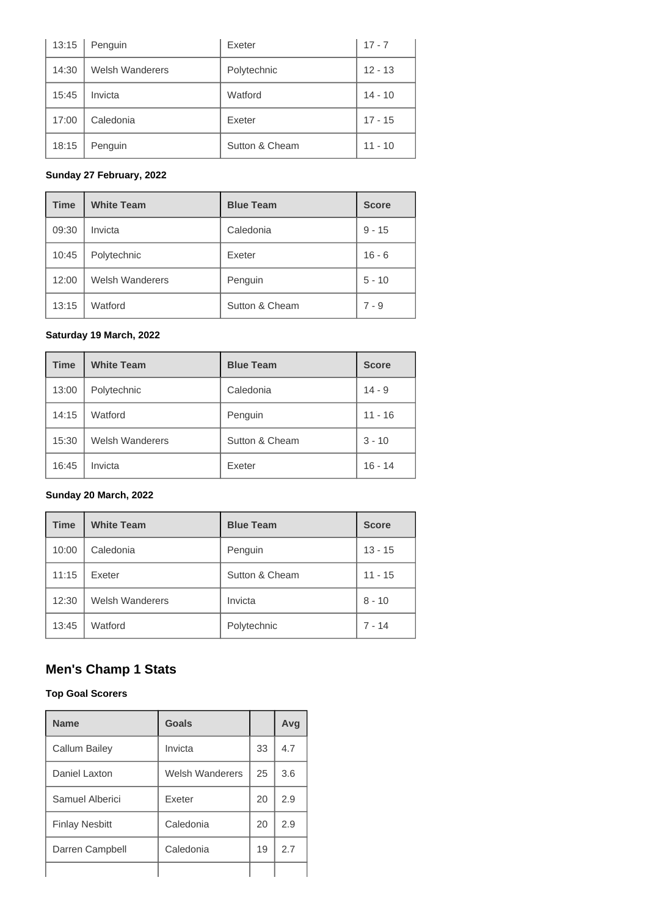| 13:15 | Penguin | Exeter | 17 - 7 |
|---|---|---|---|
| 14:30 | Welsh Wanderers | Polytechnic | 12 - 13 |
| 15:45 | Invicta | Watford | 14 - 10 |
| 17:00 | Caledonia | Exeter | 17 - 15 |
| 18:15 | Penguin | Sutton & Cheam | 11 - 10 |

**Sunday 27 February, 2022**

| Time | White Team | Blue Team | Score |
|---|---|---|---|
| 09:30 | Invicta | Caledonia | 9 - 15 |
| 10:45 | Polytechnic | Exeter | 16 - 6 |
| 12:00 | Welsh Wanderers | Penguin | 5 - 10 |
| 13:15 | Watford | Sutton & Cheam | 7 - 9 |

**Saturday 19 March, 2022**

| Time | White Team | Blue Team | Score |
|---|---|---|---|
| 13:00 | Polytechnic | Caledonia | 14 - 9 |
| 14:15 | Watford | Penguin | 11 - 16 |
| 15:30 | Welsh Wanderers | Sutton & Cheam | 3 - 10 |
| 16:45 | Invicta | Exeter | 16 - 14 |

**Sunday 20 March, 2022**

| Time | White Team | Blue Team | Score |
|---|---|---|---|
| 10:00 | Caledonia | Penguin | 13 - 15 |
| 11:15 | Exeter | Sutton & Cheam | 11 - 15 |
| 12:30 | Welsh Wanderers | Invicta | 8 - 10 |
| 13:45 | Watford | Polytechnic | 7 - 14 |

## Men's Champ 1 Stats

**Top Goal Scorers**

| Name | Goals | | Avg |
|---|---|---|---|
| Callum Bailey | Invicta | 33 | 4.7 |
| Daniel Laxton | Welsh Wanderers | 25 | 3.6 |
| Samuel Alberici | Exeter | 20 | 2.9 |
| Finlay Nesbitt | Caledonia | 20 | 2.9 |
| Darren Campbell | Caledonia | 19 | 2.7 |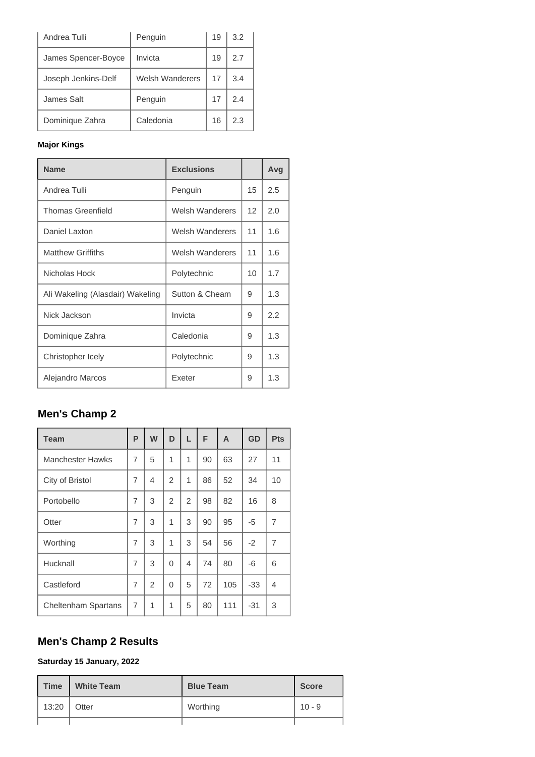| Andrea Tulli | Penguin | 19 | 3.2 |
|---|---|---|---|
| James Spencer-Boyce | Invicta | 19 | 2.7 |
| Joseph Jenkins-Delf | Welsh Wanderers | 17 | 3.4 |
| James Salt | Penguin | 17 | 2.4 |
| Dominique Zahra | Caledonia | 16 | 2.3 |

**Major Kings**

| Name | Exclusions | | Avg |
|---|---|---|---|
| Andrea Tulli | Penguin | 15 | 2.5 |
| Thomas Greenfield | Welsh Wanderers | 12 | 2.0 |
| Daniel Laxton | Welsh Wanderers | 11 | 1.6 |
| Matthew Griffiths | Welsh Wanderers | 11 | 1.6 |
| Nicholas Hock | Polytechnic | 10 | 1.7 |
| Ali Wakeling (Alasdair) Wakeling | Sutton & Cheam | 9 | 1.3 |
| Nick Jackson | Invicta | 9 | 2.2 |
| Dominique Zahra | Caledonia | 9 | 1.3 |
| Christopher Icely | Polytechnic | 9 | 1.3 |
| Alejandro Marcos | Exeter | 9 | 1.3 |

## Men's Champ 2

| Team | P | W | D | L | F | A | GD | Pts |
|---|---|---|---|---|---|---|---|---|
| Manchester Hawks | 7 | 5 | 1 | 1 | 90 | 63 | 27 | 11 |
| City of Bristol | 7 | 4 | 2 | 1 | 86 | 52 | 34 | 10 |
| Portobello | 7 | 3 | 2 | 2 | 98 | 82 | 16 | 8 |
| Otter | 7 | 3 | 1 | 3 | 90 | 95 | -5 | 7 |
| Worthing | 7 | 3 | 1 | 3 | 54 | 56 | -2 | 7 |
| Hucknall | 7 | 3 | 0 | 4 | 74 | 80 | -6 | 6 |
| Castleford | 7 | 2 | 0 | 5 | 72 | 105 | -33 | 4 |
| Cheltenham Spartans | 7 | 1 | 1 | 5 | 80 | 111 | -31 | 3 |

## Men's Champ 2 Results

**Saturday 15 January, 2022**

| Time | White Team | Blue Team | Score |
|---|---|---|---|
| 13:20 | Otter | Worthing | 10 - 9 |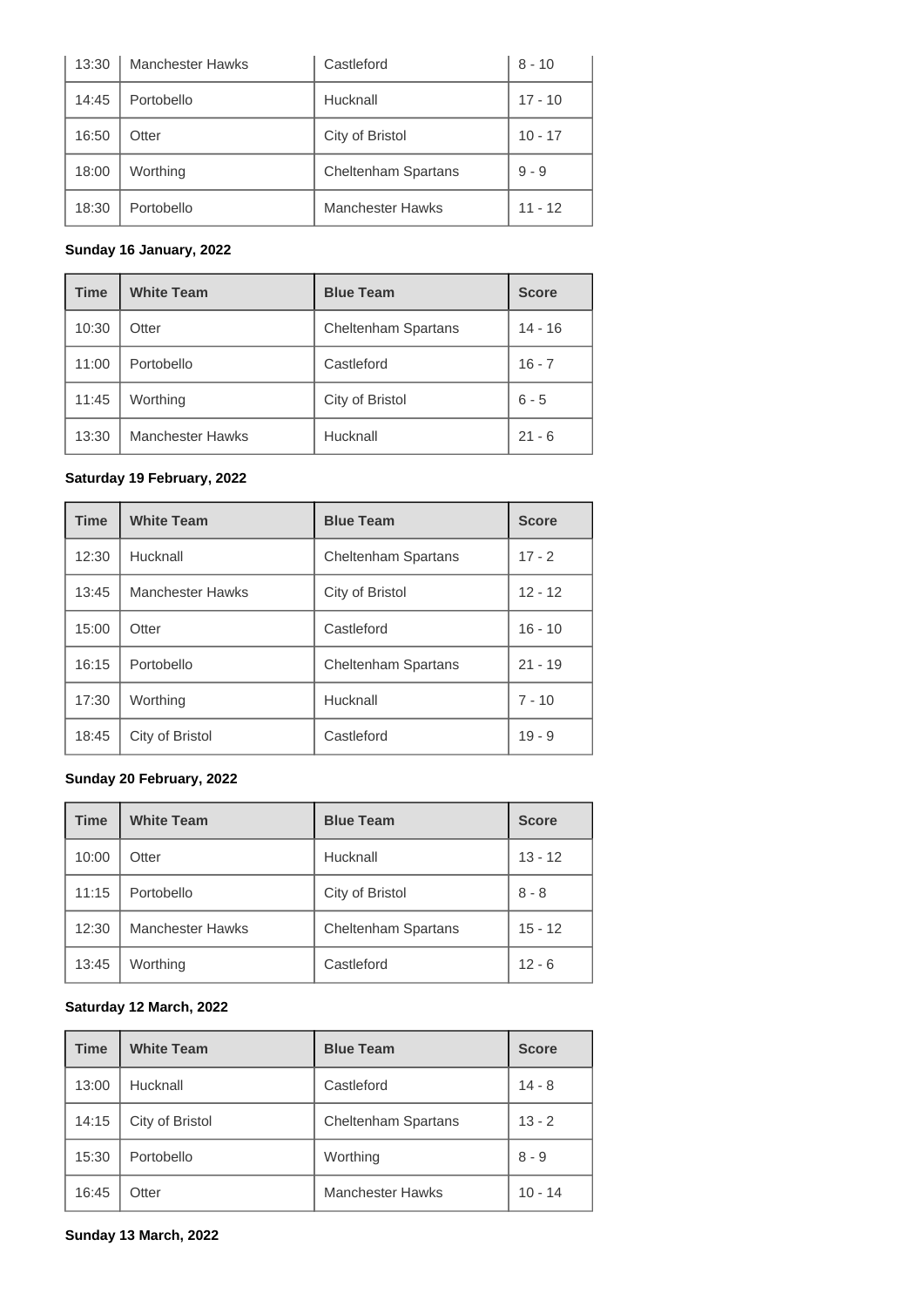| Time | White Team | Blue Team | Score |
|---|---|---|---|
| 13:30 | Manchester Hawks | Castleford | 8 - 10 |
| 14:45 | Portobello | Hucknall | 17 - 10 |
| 16:50 | Otter | City of Bristol | 10 - 17 |
| 18:00 | Worthing | Cheltenham Spartans | 9 - 9 |
| 18:30 | Portobello | Manchester Hawks | 11 - 12 |

**Sunday 16 January, 2022**

| Time | White Team | Blue Team | Score |
|---|---|---|---|
| 10:30 | Otter | Cheltenham Spartans | 14 - 16 |
| 11:00 | Portobello | Castleford | 16 - 7 |
| 11:45 | Worthing | City of Bristol | 6 - 5 |
| 13:30 | Manchester Hawks | Hucknall | 21 - 6 |

**Saturday 19 February, 2022**

| Time | White Team | Blue Team | Score |
|---|---|---|---|
| 12:30 | Hucknall | Cheltenham Spartans | 17 - 2 |
| 13:45 | Manchester Hawks | City of Bristol | 12 - 12 |
| 15:00 | Otter | Castleford | 16 - 10 |
| 16:15 | Portobello | Cheltenham Spartans | 21 - 19 |
| 17:30 | Worthing | Hucknall | 7 - 10 |
| 18:45 | City of Bristol | Castleford | 19 - 9 |

**Sunday 20 February, 2022**

| Time | White Team | Blue Team | Score |
|---|---|---|---|
| 10:00 | Otter | Hucknall | 13 - 12 |
| 11:15 | Portobello | City of Bristol | 8 - 8 |
| 12:30 | Manchester Hawks | Cheltenham Spartans | 15 - 12 |
| 13:45 | Worthing | Castleford | 12 - 6 |

**Saturday 12 March, 2022**

| Time | White Team | Blue Team | Score |
|---|---|---|---|
| 13:00 | Hucknall | Castleford | 14 - 8 |
| 14:15 | City of Bristol | Cheltenham Spartans | 13 - 2 |
| 15:30 | Portobello | Worthing | 8 - 9 |
| 16:45 | Otter | Manchester Hawks | 10 - 14 |

**Sunday 13 March, 2022**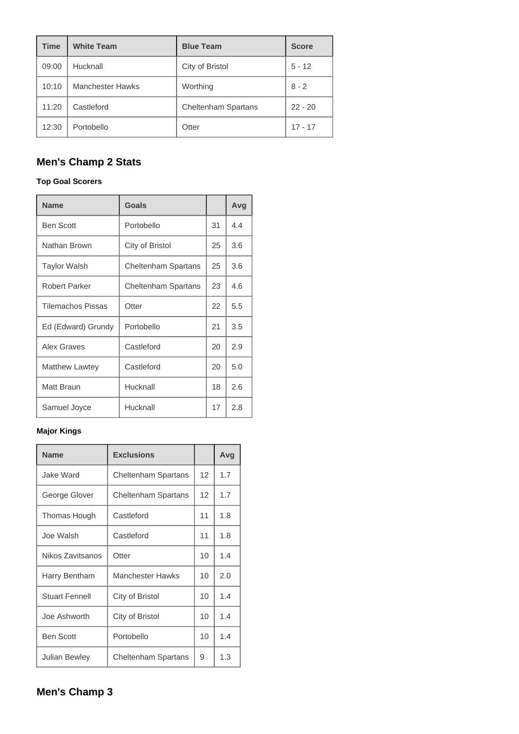| Time | White Team | Blue Team | Score |
| --- | --- | --- | --- |
| 09:00 | Hucknall | City of Bristol | 5 - 12 |
| 10:10 | Manchester Hawks | Worthing | 8 - 2 |
| 11:20 | Castleford | Cheltenham Spartans | 22 - 20 |
| 12:30 | Portobello | Otter | 17 - 17 |

## Men's Champ 2 Stats

#### Top Goal Scorers

| Name | Goals | | Avg |
| --- | --- | --- | --- |
| Ben Scott | Portobello | 31 | 4.4 |
| Nathan Brown | City of Bristol | 25 | 3.6 |
| Taylor Walsh | Cheltenham Spartans | 25 | 3.6 |
| Robert Parker | Cheltenham Spartans | 23 | 4.6 |
| Tilemachos Pissas | Otter | 22 | 5.5 |
| Ed (Edward) Grundy | Portobello | 21 | 3.5 |
| Alex Graves | Castleford | 20 | 2.9 |
| Matthew Lawtey | Castleford | 20 | 5.0 |
| Matt Braun | Hucknall | 18 | 2.6 |
| Samuel Joyce | Hucknall | 17 | 2.8 |

#### Major Kings

| Name | Exclusions | | Avg |
| --- | --- | --- | --- |
| Jake Ward | Cheltenham Spartans | 12 | 1.7 |
| George Glover | Cheltenham Spartans | 12 | 1.7 |
| Thomas Hough | Castleford | 11 | 1.8 |
| Joe Walsh | Castleford | 11 | 1.8 |
| Nikos Zavitsanos | Otter | 10 | 1.4 |
| Harry Bentham | Manchester Hawks | 10 | 2.0 |
| Stuart Fennell | City of Bristol | 10 | 1.4 |
| Joe Ashworth | City of Bristol | 10 | 1.4 |
| Ben Scott | Portobello | 10 | 1.4 |
| Julian Bewley | Cheltenham Spartans | 9 | 1.3 |

## Men's Champ 3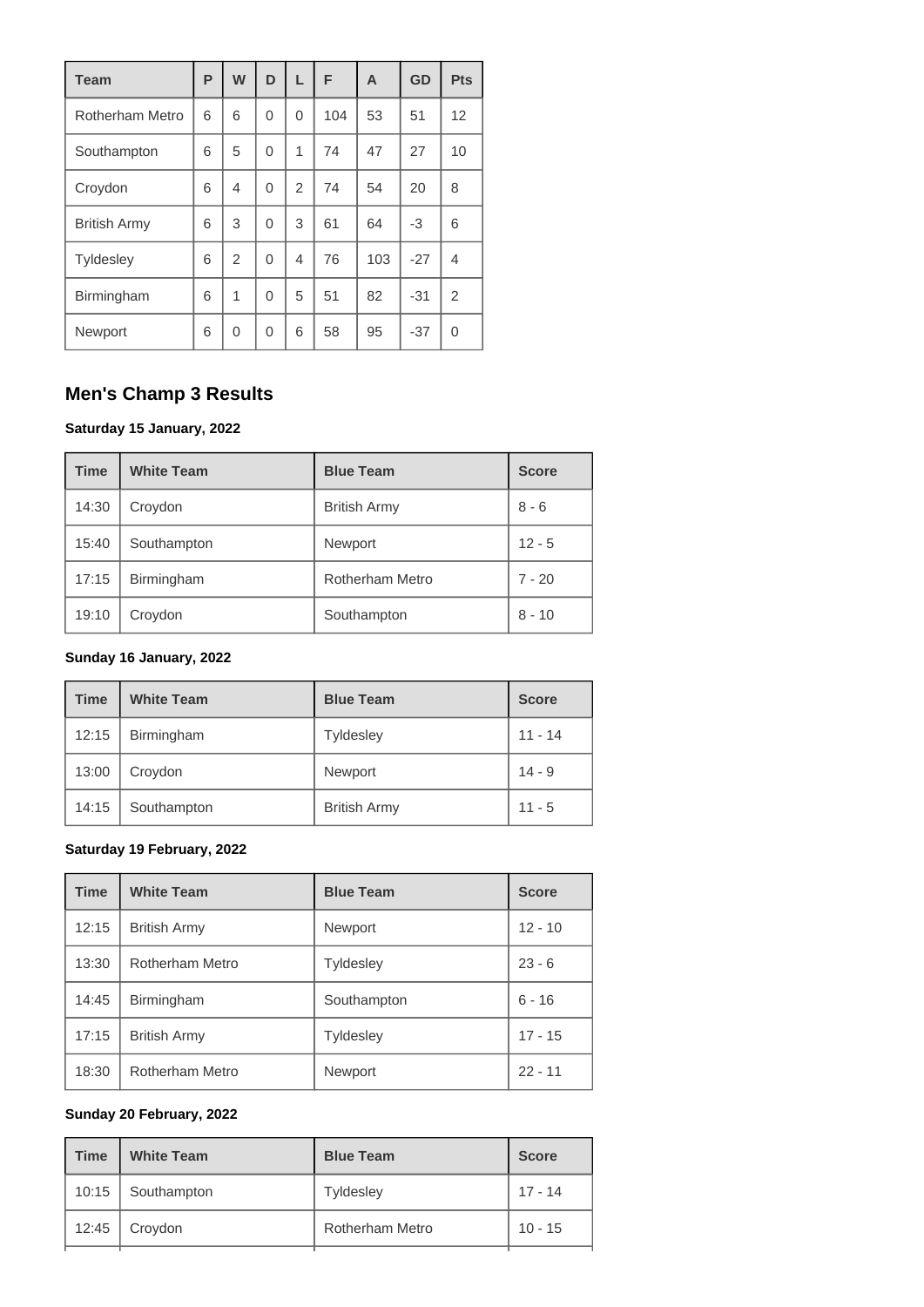| Team | P | W | D | L | F | A | GD | Pts |
|---|---|---|---|---|---|---|---|---|
| Rotherham Metro | 6 | 6 | 0 | 0 | 104 | 53 | 51 | 12 |
| Southampton | 6 | 5 | 0 | 1 | 74 | 47 | 27 | 10 |
| Croydon | 6 | 4 | 0 | 2 | 74 | 54 | 20 | 8 |
| British Army | 6 | 3 | 0 | 3 | 61 | 64 | -3 | 6 |
| Tyldesley | 6 | 2 | 0 | 4 | 76 | 103 | -27 | 4 |
| Birmingham | 6 | 1 | 0 | 5 | 51 | 82 | -31 | 2 |
| Newport | 6 | 0 | 0 | 6 | 58 | 95 | -37 | 0 |

## Men's Champ 3 Results

**Saturday 15 January, 2022**

| Time | White Team | Blue Team | Score |
|---|---|---|---|
| 14:30 | Croydon | British Army | 8 - 6 |
| 15:40 | Southampton | Newport | 12 - 5 |
| 17:15 | Birmingham | Rotherham Metro | 7 - 20 |
| 19:10 | Croydon | Southampton | 8 - 10 |

**Sunday 16 January, 2022**

| Time | White Team | Blue Team | Score |
|---|---|---|---|
| 12:15 | Birmingham | Tyldesley | 11 - 14 |
| 13:00 | Croydon | Newport | 14 - 9 |
| 14:15 | Southampton | British Army | 11 - 5 |

**Saturday 19 February, 2022**

| Time | White Team | Blue Team | Score |
|---|---|---|---|
| 12:15 | British Army | Newport | 12 - 10 |
| 13:30 | Rotherham Metro | Tyldesley | 23 - 6 |
| 14:45 | Birmingham | Southampton | 6 - 16 |
| 17:15 | British Army | Tyldesley | 17 - 15 |
| 18:30 | Rotherham Metro | Newport | 22 - 11 |

**Sunday 20 February, 2022**

| Time | White Team | Blue Team | Score |
|---|---|---|---|
| 10:15 | Southampton | Tyldesley | 17 - 14 |
| 12:45 | Croydon | Rotherham Metro | 10 - 15 |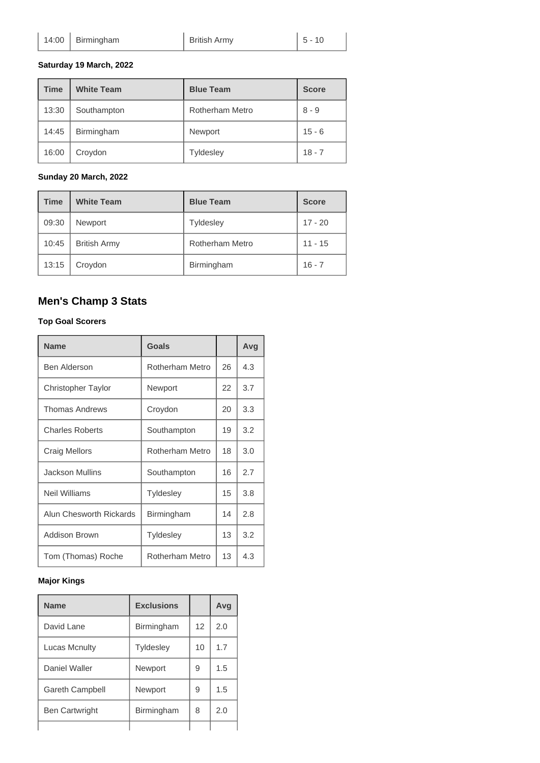| 14:00 | Birmingham | British Army | 5 - 10 |
|---|---|---|---|

**Saturday 19 March, 2022**

| Time | White Team | Blue Team | Score |
|---|---|---|---|
| 13:30 | Southampton | Rotherham Metro | 8 - 9 |
| 14:45 | Birmingham | Newport | 15 - 6 |
| 16:00 | Croydon | Tyldesley | 18 - 7 |

**Sunday 20 March, 2022**

| Time | White Team | Blue Team | Score |
|---|---|---|---|
| 09:30 | Newport | Tyldesley | 17 - 20 |
| 10:45 | British Army | Rotherham Metro | 11 - 15 |
| 13:15 | Croydon | Birmingham | 16 - 7 |

## Men's Champ 3 Stats

**Top Goal Scorers**

| Name | Goals | | Avg |
|---|---|---|---|
| Ben Alderson | Rotherham Metro | 26 | 4.3 |
| Christopher Taylor | Newport | 22 | 3.7 |
| Thomas Andrews | Croydon | 20 | 3.3 |
| Charles Roberts | Southampton | 19 | 3.2 |
| Craig Mellors | Rotherham Metro | 18 | 3.0 |
| Jackson Mullins | Southampton | 16 | 2.7 |
| Neil Williams | Tyldesley | 15 | 3.8 |
| Alun Chesworth Rickards | Birmingham | 14 | 2.8 |
| Addison Brown | Tyldesley | 13 | 3.2 |
| Tom (Thomas) Roche | Rotherham Metro | 13 | 4.3 |

**Major Kings**

| Name | Exclusions | | Avg |
|---|---|---|---|
| David Lane | Birmingham | 12 | 2.0 |
| Lucas Mcnulty | Tyldesley | 10 | 1.7 |
| Daniel Waller | Newport | 9 | 1.5 |
| Gareth Campbell | Newport | 9 | 1.5 |
| Ben Cartwright | Birmingham | 8 | 2.0 |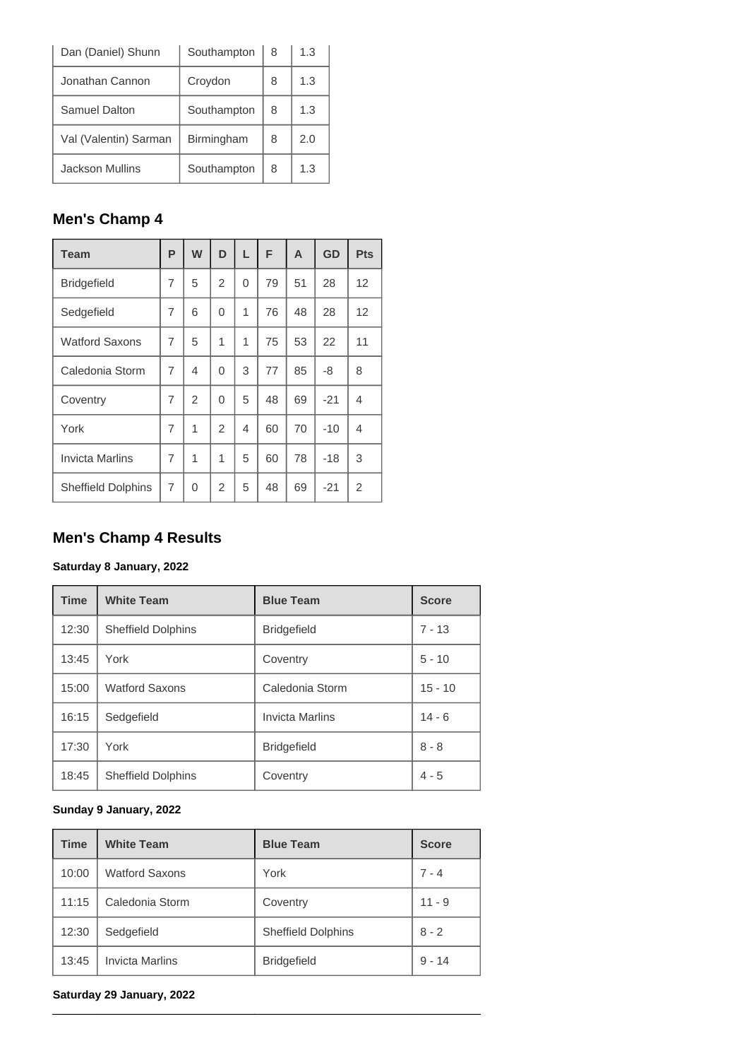| | | | |
|---|---|---|---|
| Dan (Daniel) Shunn | Southampton | 8 | 1.3 |
| Jonathan Cannon | Croydon | 8 | 1.3 |
| Samuel Dalton | Southampton | 8 | 1.3 |
| Val (Valentin) Sarman | Birmingham | 8 | 2.0 |
| Jackson Mullins | Southampton | 8 | 1.3 |

## Men's Champ 4

| Team | P | W | D | L | F | A | GD | Pts |
|---|---|---|---|---|---|---|---|---|
| Bridgefield | 7 | 5 | 2 | 0 | 79 | 51 | 28 | 12 |
| Sedgefield | 7 | 6 | 0 | 1 | 76 | 48 | 28 | 12 |
| Watford Saxons | 7 | 5 | 1 | 1 | 75 | 53 | 22 | 11 |
| Caledonia Storm | 7 | 4 | 0 | 3 | 77 | 85 | -8 | 8 |
| Coventry | 7 | 2 | 0 | 5 | 48 | 69 | -21 | 4 |
| York | 7 | 1 | 2 | 4 | 60 | 70 | -10 | 4 |
| Invicta Marlins | 7 | 1 | 1 | 5 | 60 | 78 | -18 | 3 |
| Sheffield Dolphins | 7 | 0 | 2 | 5 | 48 | 69 | -21 | 2 |

## Men's Champ 4 Results

**Saturday 8 January, 2022**

| Time | White Team | Blue Team | Score |
|---|---|---|---|
| 12:30 | Sheffield Dolphins | Bridgefield | 7 - 13 |
| 13:45 | York | Coventry | 5 - 10 |
| 15:00 | Watford Saxons | Caledonia Storm | 15 - 10 |
| 16:15 | Sedgefield | Invicta Marlins | 14 - 6 |
| 17:30 | York | Bridgefield | 8 - 8 |
| 18:45 | Sheffield Dolphins | Coventry | 4 - 5 |

**Sunday 9 January, 2022**

| Time | White Team | Blue Team | Score |
|---|---|---|---|
| 10:00 | Watford Saxons | York | 7 - 4 |
| 11:15 | Caledonia Storm | Coventry | 11 - 9 |
| 12:30 | Sedgefield | Sheffield Dolphins | 8 - 2 |
| 13:45 | Invicta Marlins | Bridgefield | 9 - 14 |

**Saturday 29 January, 2022**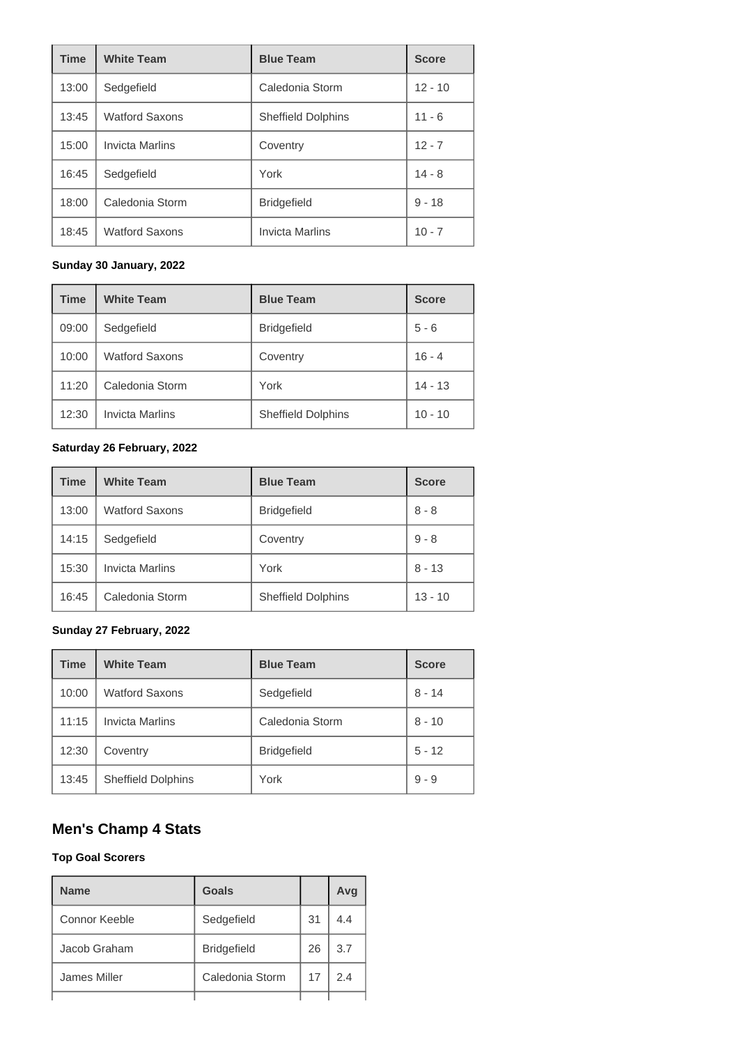| Time | White Team | Blue Team | Score |
|---|---|---|---|
| 13:00 | Sedgefield | Caledonia Storm | 12 - 10 |
| 13:45 | Watford Saxons | Sheffield Dolphins | 11 - 6 |
| 15:00 | Invicta Marlins | Coventry | 12 - 7 |
| 16:45 | Sedgefield | York | 14 - 8 |
| 18:00 | Caledonia Storm | Bridgefield | 9 - 18 |
| 18:45 | Watford Saxons | Invicta Marlins | 10 - 7 |

**Sunday 30 January, 2022**

| Time | White Team | Blue Team | Score |
|---|---|---|---|
| 09:00 | Sedgefield | Bridgefield | 5 - 6 |
| 10:00 | Watford Saxons | Coventry | 16 - 4 |
| 11:20 | Caledonia Storm | York | 14 - 13 |
| 12:30 | Invicta Marlins | Sheffield Dolphins | 10 - 10 |

**Saturday 26 February, 2022**

| Time | White Team | Blue Team | Score |
|---|---|---|---|
| 13:00 | Watford Saxons | Bridgefield | 8 - 8 |
| 14:15 | Sedgefield | Coventry | 9 - 8 |
| 15:30 | Invicta Marlins | York | 8 - 13 |
| 16:45 | Caledonia Storm | Sheffield Dolphins | 13 - 10 |

**Sunday 27 February, 2022**

| Time | White Team | Blue Team | Score |
|---|---|---|---|
| 10:00 | Watford Saxons | Sedgefield | 8 - 14 |
| 11:15 | Invicta Marlins | Caledonia Storm | 8 - 10 |
| 12:30 | Coventry | Bridgefield | 5 - 12 |
| 13:45 | Sheffield Dolphins | York | 9 - 9 |

## Men's Champ 4 Stats

**Top Goal Scorers**

| Name | Goals | | Avg |
|---|---|---|---|
| Connor Keeble | Sedgefield | 31 | 4.4 |
| Jacob Graham | Bridgefield | 26 | 3.7 |
| James Miller | Caledonia Storm | 17 | 2.4 |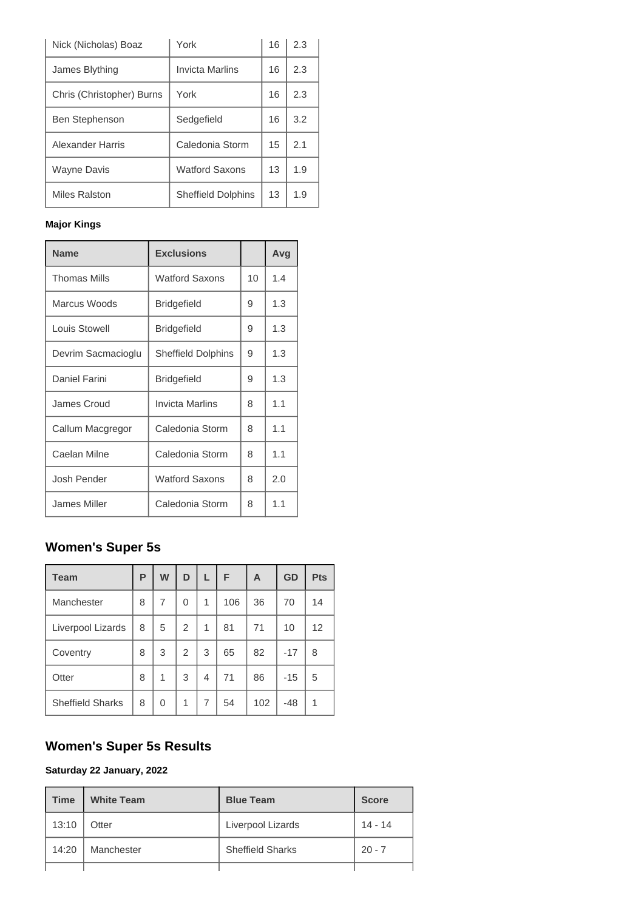| Nick (Nicholas) Boaz | York | 16 | 2.3 |
|---|---|---|---|
| James Blything | Invicta Marlins | 16 | 2.3 |
| Chris (Christopher) Burns | York | 16 | 2.3 |
| Ben Stephenson | Sedgefield | 16 | 3.2 |
| Alexander Harris | Caledonia Storm | 15 | 2.1 |
| Wayne Davis | Watford Saxons | 13 | 1.9 |
| Miles Ralston | Sheffield Dolphins | 13 | 1.9 |

**Major Kings**

| Name | Exclusions | | Avg |
|---|---|---|---|
| Thomas Mills | Watford Saxons | 10 | 1.4 |
| Marcus Woods | Bridgefield | 9 | 1.3 |
| Louis Stowell | Bridgefield | 9 | 1.3 |
| Devrim Sacmacioglu | Sheffield Dolphins | 9 | 1.3 |
| Daniel Farini | Bridgefield | 9 | 1.3 |
| James Croud | Invicta Marlins | 8 | 1.1 |
| Callum Macgregor | Caledonia Storm | 8 | 1.1 |
| Caelan Milne | Caledonia Storm | 8 | 1.1 |
| Josh Pender | Watford Saxons | 8 | 2.0 |
| James Miller | Caledonia Storm | 8 | 1.1 |

## Women's Super 5s

| Team | P | W | D | L | F | A | GD | Pts |
|---|---|---|---|---|---|---|---|---|
| Manchester | 8 | 7 | 0 | 1 | 106 | 36 | 70 | 14 |
| Liverpool Lizards | 8 | 5 | 2 | 1 | 81 | 71 | 10 | 12 |
| Coventry | 8 | 3 | 2 | 3 | 65 | 82 | -17 | 8 |
| Otter | 8 | 1 | 3 | 4 | 71 | 86 | -15 | 5 |
| Sheffield Sharks | 8 | 0 | 1 | 7 | 54 | 102 | -48 | 1 |

## Women's Super 5s Results

**Saturday 22 January, 2022**

| Time | White Team | Blue Team | Score |
|---|---|---|---|
| 13:10 | Otter | Liverpool Lizards | 14 - 14 |
| 14:20 | Manchester | Sheffield Sharks | 20 - 7 |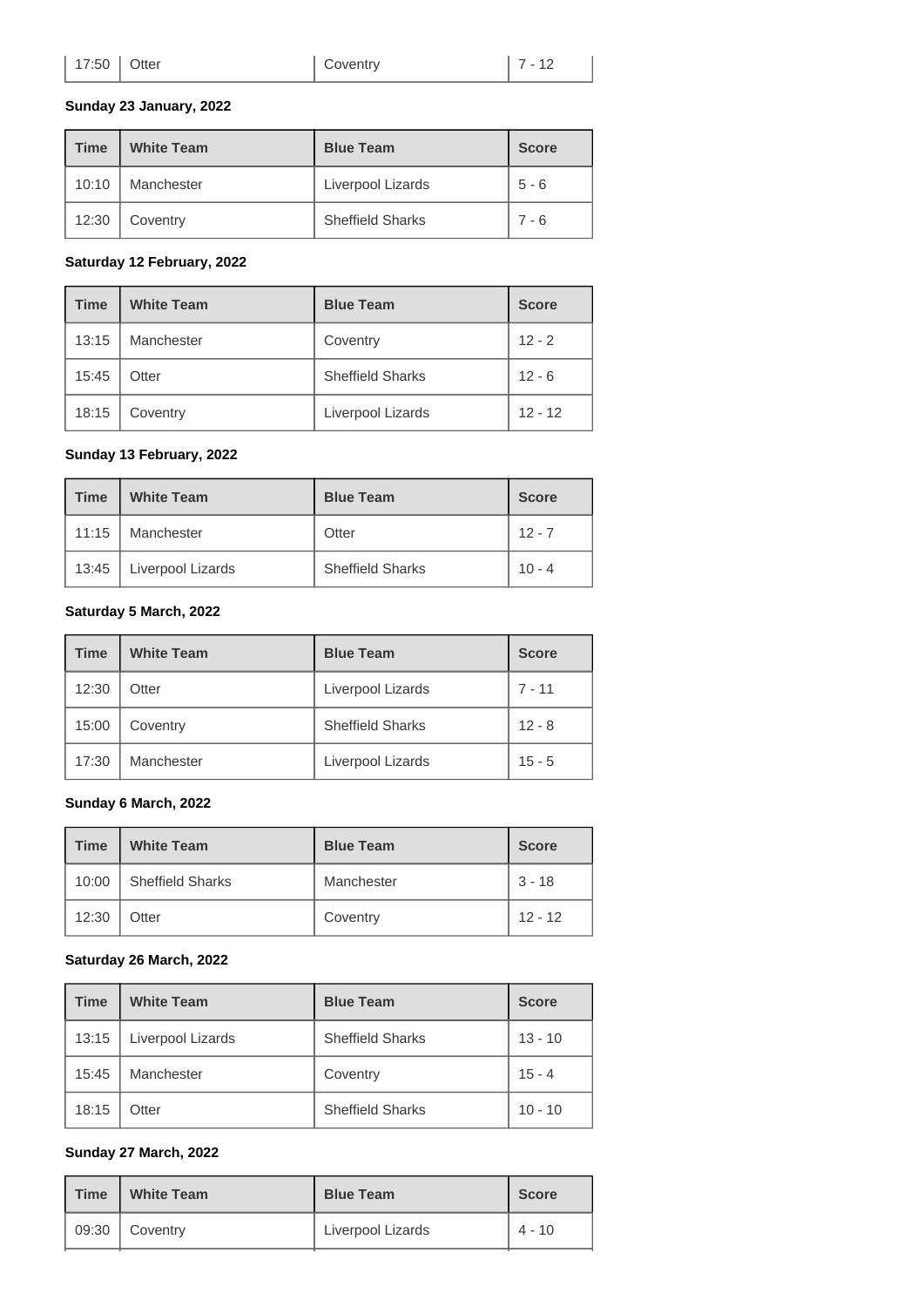| 17:50 | Otter | Coventry | 7 - 12 |
|---|---|---|---|

**Sunday 23 January, 2022**

| Time | White Team | Blue Team | Score |
|---|---|---|---|
| 10:10 | Manchester | Liverpool Lizards | 5 - 6 |
| 12:30 | Coventry | Sheffield Sharks | 7 - 6 |

**Saturday 12 February, 2022**

| Time | White Team | Blue Team | Score |
|---|---|---|---|
| 13:15 | Manchester | Coventry | 12 - 2 |
| 15:45 | Otter | Sheffield Sharks | 12 - 6 |
| 18:15 | Coventry | Liverpool Lizards | 12 - 12 |

**Sunday 13 February, 2022**

| Time | White Team | Blue Team | Score |
|---|---|---|---|
| 11:15 | Manchester | Otter | 12 - 7 |
| 13:45 | Liverpool Lizards | Sheffield Sharks | 10 - 4 |

**Saturday 5 March, 2022**

| Time | White Team | Blue Team | Score |
|---|---|---|---|
| 12:30 | Otter | Liverpool Lizards | 7 - 11 |
| 15:00 | Coventry | Sheffield Sharks | 12 - 8 |
| 17:30 | Manchester | Liverpool Lizards | 15 - 5 |

**Sunday 6 March, 2022**

| Time | White Team | Blue Team | Score |
|---|---|---|---|
| 10:00 | Sheffield Sharks | Manchester | 3 - 18 |
| 12:30 | Otter | Coventry | 12 - 12 |

**Saturday 26 March, 2022**

| Time | White Team | Blue Team | Score |
|---|---|---|---|
| 13:15 | Liverpool Lizards | Sheffield Sharks | 13 - 10 |
| 15:45 | Manchester | Coventry | 15 - 4 |
| 18:15 | Otter | Sheffield Sharks | 10 - 10 |

**Sunday 27 March, 2022**

| Time | White Team | Blue Team | Score |
|---|---|---|---|
| 09:30 | Coventry | Liverpool Lizards | 4 - 10 |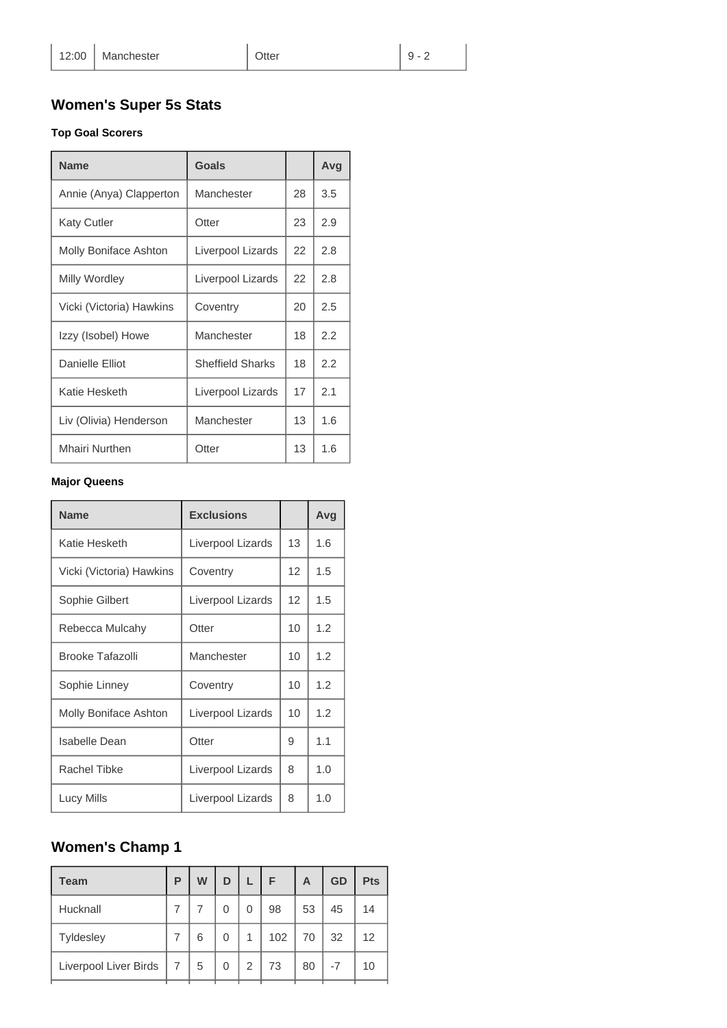| 12:00 | Manchester | Otter | 9 - 2 |
|---|---|---|---|

## Women's Super 5s Stats

#### Top Goal Scorers

| Name | Goals | | Avg |
|---|---|---|---|
| Annie (Anya) Clapperton | Manchester | 28 | 3.5 |
| Katy Cutler | Otter | 23 | 2.9 |
| Molly Boniface Ashton | Liverpool Lizards | 22 | 2.8 |
| Milly Wordley | Liverpool Lizards | 22 | 2.8 |
| Vicki (Victoria) Hawkins | Coventry | 20 | 2.5 |
| Izzy (Isobel) Howe | Manchester | 18 | 2.2 |
| Danielle Elliot | Sheffield Sharks | 18 | 2.2 |
| Katie Hesketh | Liverpool Lizards | 17 | 2.1 |
| Liv (Olivia) Henderson | Manchester | 13 | 1.6 |
| Mhairi Nurthen | Otter | 13 | 1.6 |

#### Major Queens

| Name | Exclusions | | Avg |
|---|---|---|---|
| Katie Hesketh | Liverpool Lizards | 13 | 1.6 |
| Vicki (Victoria) Hawkins | Coventry | 12 | 1.5 |
| Sophie Gilbert | Liverpool Lizards | 12 | 1.5 |
| Rebecca Mulcahy | Otter | 10 | 1.2 |
| Brooke Tafazolli | Manchester | 10 | 1.2 |
| Sophie Linney | Coventry | 10 | 1.2 |
| Molly Boniface Ashton | Liverpool Lizards | 10 | 1.2 |
| Isabelle Dean | Otter | 9 | 1.1 |
| Rachel Tibke | Liverpool Lizards | 8 | 1.0 |
| Lucy Mills | Liverpool Lizards | 8 | 1.0 |

## Women's Champ 1

| Team | P | W | D | L | F | A | GD | Pts |
|---|---|---|---|---|---|---|---|---|
| Hucknall | 7 | 7 | 0 | 0 | 98 | 53 | 45 | 14 |
| Tyldesley | 7 | 6 | 0 | 1 | 102 | 70 | 32 | 12 |
| Liverpool Liver Birds | 7 | 5 | 0 | 2 | 73 | 80 | -7 | 10 |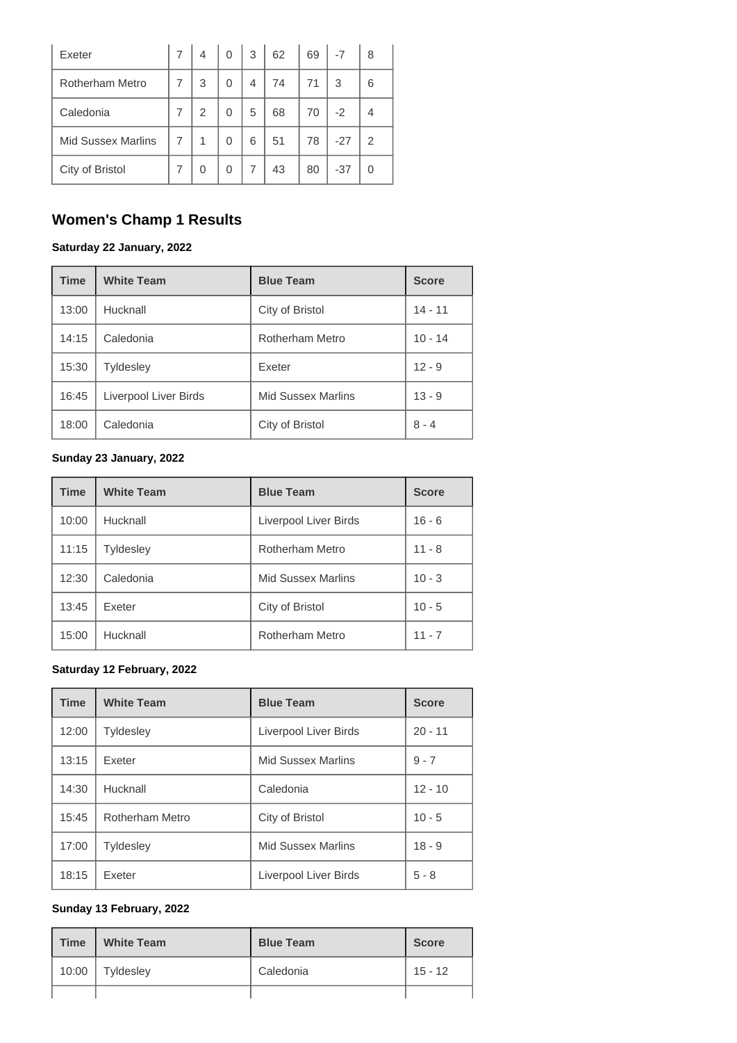| Exeter | 7 | 4 | 0 | 3 | 62 | 69 | -7 | 8 |
|---|---|---|---|---|---|---|---|---|
| Rotherham Metro | 7 | 3 | 0 | 4 | 74 | 71 | 3 | 6 |
| Caledonia | 7 | 2 | 0 | 5 | 68 | 70 | -2 | 4 |
| Mid Sussex Marlins | 7 | 1 | 0 | 6 | 51 | 78 | -27 | 2 |
| City of Bristol | 7 | 0 | 0 | 7 | 43 | 80 | -37 | 0 |

## Women's Champ 1 Results

**Saturday 22 January, 2022**

| Time | White Team | Blue Team | Score |
|---|---|---|---|
| 13:00 | Hucknall | City of Bristol | 14 - 11 |
| 14:15 | Caledonia | Rotherham Metro | 10 - 14 |
| 15:30 | Tyldesley | Exeter | 12 - 9 |
| 16:45 | Liverpool Liver Birds | Mid Sussex Marlins | 13 - 9 |
| 18:00 | Caledonia | City of Bristol | 8 - 4 |

**Sunday 23 January, 2022**

| Time | White Team | Blue Team | Score |
|---|---|---|---|
| 10:00 | Hucknall | Liverpool Liver Birds | 16 - 6 |
| 11:15 | Tyldesley | Rotherham Metro | 11 - 8 |
| 12:30 | Caledonia | Mid Sussex Marlins | 10 - 3 |
| 13:45 | Exeter | City of Bristol | 10 - 5 |
| 15:00 | Hucknall | Rotherham Metro | 11 - 7 |

**Saturday 12 February, 2022**

| Time | White Team | Blue Team | Score |
|---|---|---|---|
| 12:00 | Tyldesley | Liverpool Liver Birds | 20 - 11 |
| 13:15 | Exeter | Mid Sussex Marlins | 9 - 7 |
| 14:30 | Hucknall | Caledonia | 12 - 10 |
| 15:45 | Rotherham Metro | City of Bristol | 10 - 5 |
| 17:00 | Tyldesley | Mid Sussex Marlins | 18 - 9 |
| 18:15 | Exeter | Liverpool Liver Birds | 5 - 8 |

**Sunday 13 February, 2022**

| Time | White Team | Blue Team | Score |
|---|---|---|---|
| 10:00 | Tyldesley | Caledonia | 15 - 12 |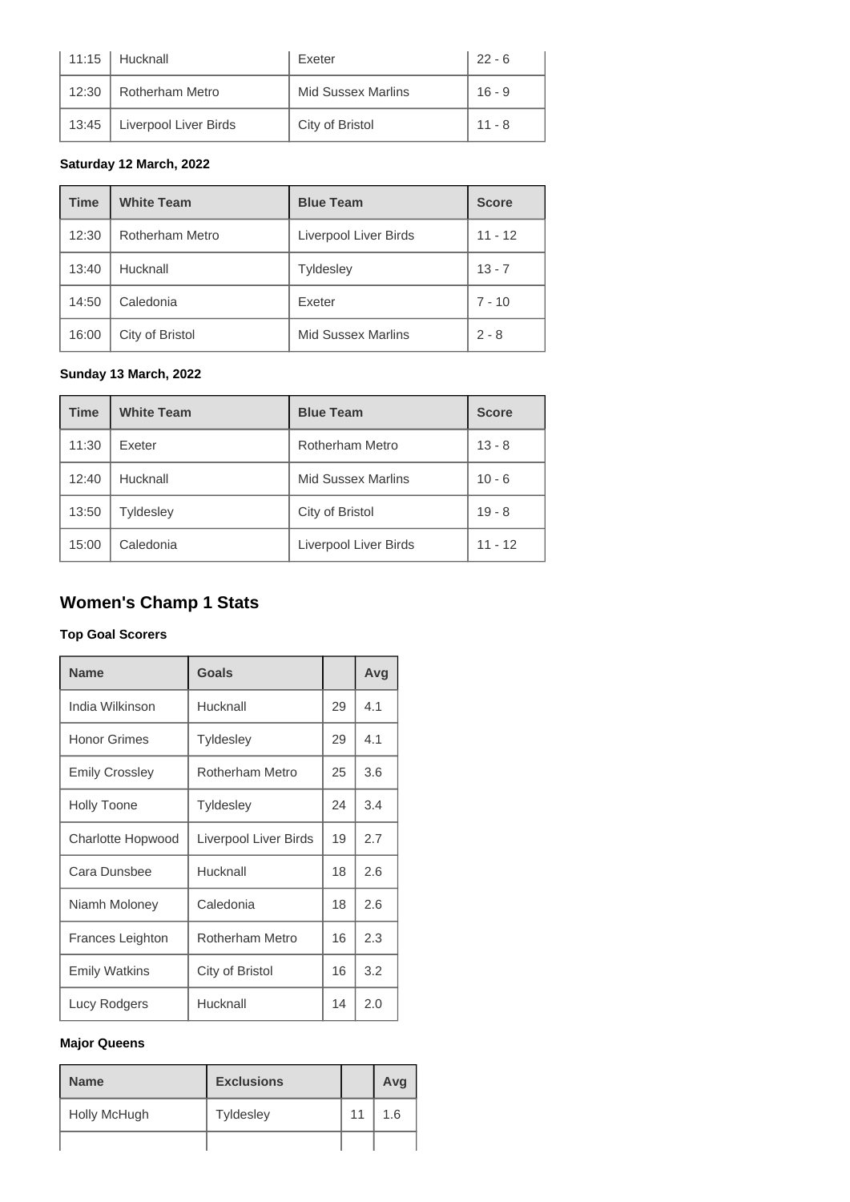| 11:15 | Hucknall | Exeter | 22 - 6 |
|---|---|---|---|
| 12:30 | Rotherham Metro | Mid Sussex Marlins | 16 - 9 |
| 13:45 | Liverpool Liver Birds | City of Bristol | 11 - 8 |

**Saturday 12 March, 2022**

| Time | White Team | Blue Team | Score |
|---|---|---|---|
| 12:30 | Rotherham Metro | Liverpool Liver Birds | 11 - 12 |
| 13:40 | Hucknall | Tyldesley | 13 - 7 |
| 14:50 | Caledonia | Exeter | 7 - 10 |
| 16:00 | City of Bristol | Mid Sussex Marlins | 2 - 8 |

**Sunday 13 March, 2022**

| Time | White Team | Blue Team | Score |
|---|---|---|---|
| 11:30 | Exeter | Rotherham Metro | 13 - 8 |
| 12:40 | Hucknall | Mid Sussex Marlins | 10 - 6 |
| 13:50 | Tyldesley | City of Bristol | 19 - 8 |
| 15:00 | Caledonia | Liverpool Liver Birds | 11 - 12 |

## Women's Champ 1 Stats

**Top Goal Scorers**

| Name | Goals | | Avg |
|---|---|---|---|
| India Wilkinson | Hucknall | 29 | 4.1 |
| Honor Grimes | Tyldesley | 29 | 4.1 |
| Emily Crossley | Rotherham Metro | 25 | 3.6 |
| Holly Toone | Tyldesley | 24 | 3.4 |
| Charlotte Hopwood | Liverpool Liver Birds | 19 | 2.7 |
| Cara Dunsbee | Hucknall | 18 | 2.6 |
| Niamh Moloney | Caledonia | 18 | 2.6 |
| Frances Leighton | Rotherham Metro | 16 | 2.3 |
| Emily Watkins | City of Bristol | 16 | 3.2 |
| Lucy Rodgers | Hucknall | 14 | 2.0 |

**Major Queens**

| Name | Exclusions | | Avg |
|---|---|---|---|
| Holly McHugh | Tyldesley | 11 | 1.6 |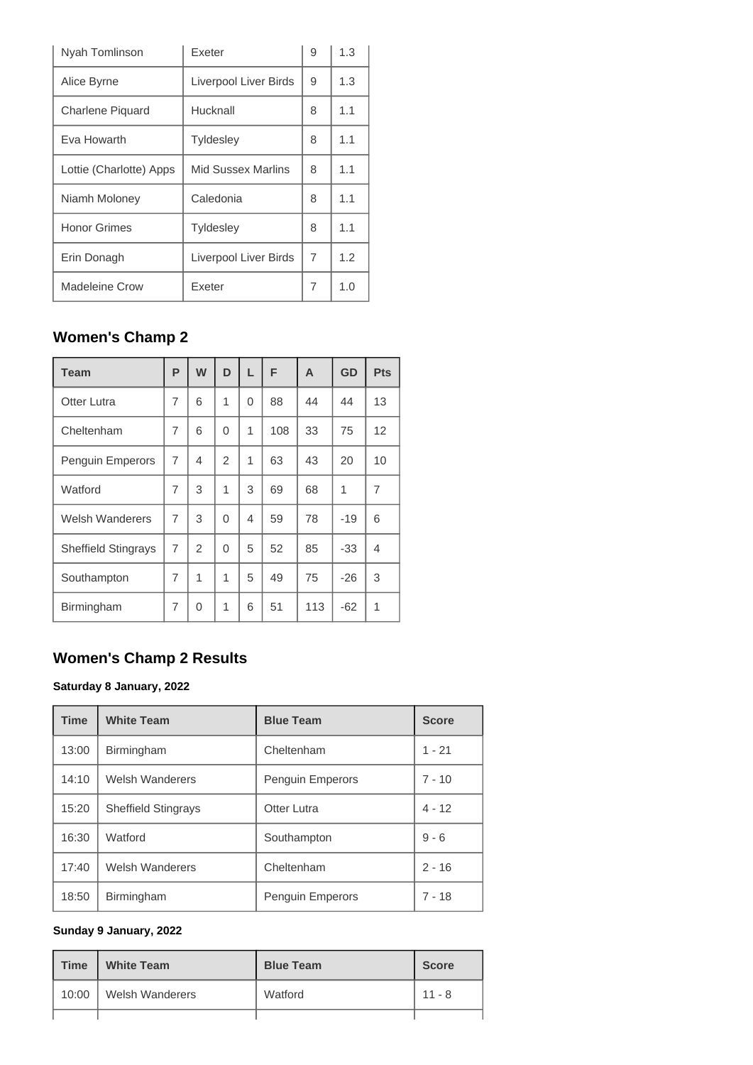| Nyah Tomlinson | Exeter | 9 | 1.3 |
|---|---|---|---|
| Alice Byrne | Liverpool Liver Birds | 9 | 1.3 |
| Charlene Piquard | Hucknall | 8 | 1.1 |
| Eva Howarth | Tyldesley | 8 | 1.1 |
| Lottie (Charlotte) Apps | Mid Sussex Marlins | 8 | 1.1 |
| Niamh Moloney | Caledonia | 8 | 1.1 |
| Honor Grimes | Tyldesley | 8 | 1.1 |
| Erin Donagh | Liverpool Liver Birds | 7 | 1.2 |
| Madeleine Crow | Exeter | 7 | 1.0 |

## Women's Champ 2

| Team | P | W | D | L | F | A | GD | Pts |
|---|---|---|---|---|---|---|---|---|
| Otter Lutra | 7 | 6 | 1 | 0 | 88 | 44 | 44 | 13 |
| Cheltenham | 7 | 6 | 0 | 1 | 108 | 33 | 75 | 12 |
| Penguin Emperors | 7 | 4 | 2 | 1 | 63 | 43 | 20 | 10 |
| Watford | 7 | 3 | 1 | 3 | 69 | 68 | 1 | 7 |
| Welsh Wanderers | 7 | 3 | 0 | 4 | 59 | 78 | -19 | 6 |
| Sheffield Stingrays | 7 | 2 | 0 | 5 | 52 | 85 | -33 | 4 |
| Southampton | 7 | 1 | 1 | 5 | 49 | 75 | -26 | 3 |
| Birmingham | 7 | 0 | 1 | 6 | 51 | 113 | -62 | 1 |

## Women's Champ 2 Results

**Saturday 8 January, 2022**

| Time | White Team | Blue Team | Score |
|---|---|---|---|
| 13:00 | Birmingham | Cheltenham | 1 - 21 |
| 14:10 | Welsh Wanderers | Penguin Emperors | 7 - 10 |
| 15:20 | Sheffield Stingrays | Otter Lutra | 4 - 12 |
| 16:30 | Watford | Southampton | 9 - 6 |
| 17:40 | Welsh Wanderers | Cheltenham | 2 - 16 |
| 18:50 | Birmingham | Penguin Emperors | 7 - 18 |

**Sunday 9 January, 2022**

| Time | White Team | Blue Team | Score |
|---|---|---|---|
| 10:00 | Welsh Wanderers | Watford | 11 - 8 |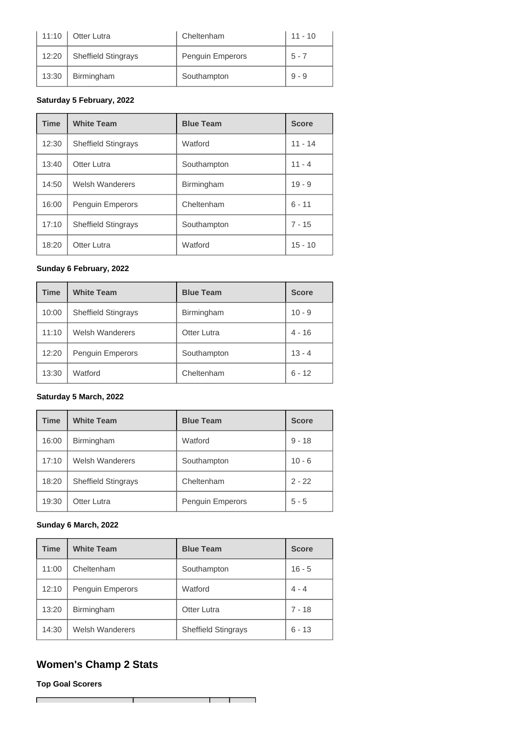| | | | |
|---|---|---|---|
| 11:10 | Otter Lutra | Cheltenham | 11 - 10 |
| 12:20 | Sheffield Stingrays | Penguin Emperors | 5 - 7 |
| 13:30 | Birmingham | Southampton | 9 - 9 |

**Saturday 5 February, 2022**

| Time | White Team | Blue Team | Score |
|---|---|---|---|
| 12:30 | Sheffield Stingrays | Watford | 11 - 14 |
| 13:40 | Otter Lutra | Southampton | 11 - 4 |
| 14:50 | Welsh Wanderers | Birmingham | 19 - 9 |
| 16:00 | Penguin Emperors | Cheltenham | 6 - 11 |
| 17:10 | Sheffield Stingrays | Southampton | 7 - 15 |
| 18:20 | Otter Lutra | Watford | 15 - 10 |

**Sunday 6 February, 2022**

| Time | White Team | Blue Team | Score |
|---|---|---|---|
| 10:00 | Sheffield Stingrays | Birmingham | 10 - 9 |
| 11:10 | Welsh Wanderers | Otter Lutra | 4 - 16 |
| 12:20 | Penguin Emperors | Southampton | 13 - 4 |
| 13:30 | Watford | Cheltenham | 6 - 12 |

**Saturday 5 March, 2022**

| Time | White Team | Blue Team | Score |
|---|---|---|---|
| 16:00 | Birmingham | Watford | 9 - 18 |
| 17:10 | Welsh Wanderers | Southampton | 10 - 6 |
| 18:20 | Sheffield Stingrays | Cheltenham | 2 - 22 |
| 19:30 | Otter Lutra | Penguin Emperors | 5 - 5 |

**Sunday 6 March, 2022**

| Time | White Team | Blue Team | Score |
|---|---|---|---|
| 11:00 | Cheltenham | Southampton | 16 - 5 |
| 12:10 | Penguin Emperors | Watford | 4 - 4 |
| 13:20 | Birmingham | Otter Lutra | 7 - 18 |
| 14:30 | Welsh Wanderers | Sheffield Stingrays | 6 - 13 |

## Women's Champ 2 Stats

**Top Goal Scorers**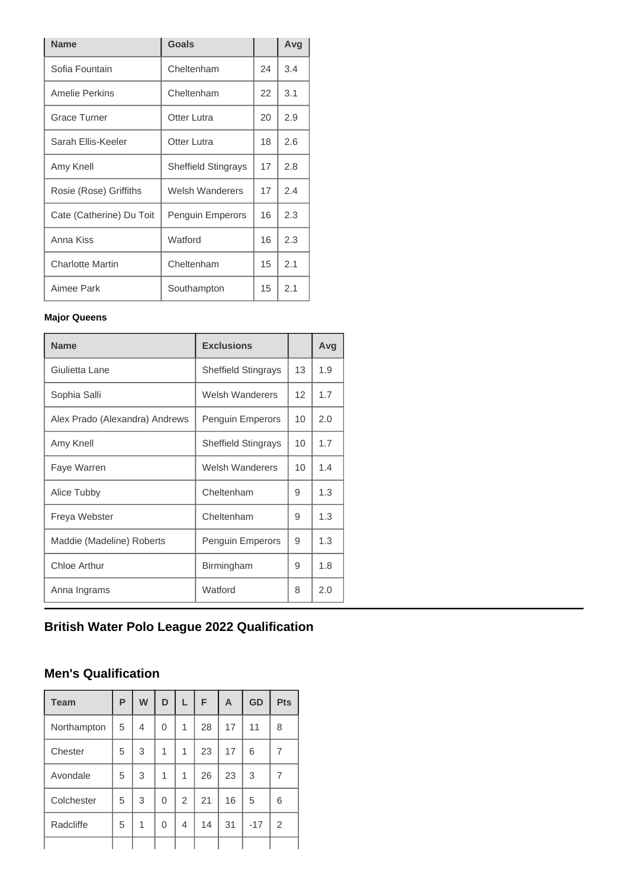| Name | Goals | | Avg |
|---|---|---|---|
| Sofia Fountain | Cheltenham | 24 | 3.4 |
| Amelie Perkins | Cheltenham | 22 | 3.1 |
| Grace Turner | Otter Lutra | 20 | 2.9 |
| Sarah Ellis-Keeler | Otter Lutra | 18 | 2.6 |
| Amy Knell | Sheffield Stingrays | 17 | 2.8 |
| Rosie (Rose) Griffiths | Welsh Wanderers | 17 | 2.4 |
| Cate (Catherine) Du Toit | Penguin Emperors | 16 | 2.3 |
| Anna Kiss | Watford | 16 | 2.3 |
| Charlotte Martin | Cheltenham | 15 | 2.1 |
| Aimee Park | Southampton | 15 | 2.1 |

**Major Queens**

| Name | Exclusions | | Avg |
|---|---|---|---|
| Giulietta Lane | Sheffield Stingrays | 13 | 1.9 |
| Sophia Salli | Welsh Wanderers | 12 | 1.7 |
| Alex Prado (Alexandra) Andrews | Penguin Emperors | 10 | 2.0 |
| Amy Knell | Sheffield Stingrays | 10 | 1.7 |
| Faye Warren | Welsh Wanderers | 10 | 1.4 |
| Alice Tubby | Cheltenham | 9 | 1.3 |
| Freya Webster | Cheltenham | 9 | 1.3 |
| Maddie (Madeline) Roberts | Penguin Emperors | 9 | 1.3 |
| Chloe Arthur | Birmingham | 9 | 1.8 |
| Anna Ingrams | Watford | 8 | 2.0 |

---

## British Water Polo League 2022 Qualification

## Men's Qualification

| Team | P | W | D | L | F | A | GD | Pts |
|---|---|---|---|---|---|---|---|---|
| Northampton | 5 | 4 | 0 | 1 | 28 | 17 | 11 | 8 |
| Chester | 5 | 3 | 1 | 1 | 23 | 17 | 6 | 7 |
| Avondale | 5 | 3 | 1 | 1 | 26 | 23 | 3 | 7 |
| Colchester | 5 | 3 | 0 | 2 | 21 | 16 | 5 | 6 |
| Radcliffe | 5 | 1 | 0 | 4 | 14 | 31 | -17 | 2 |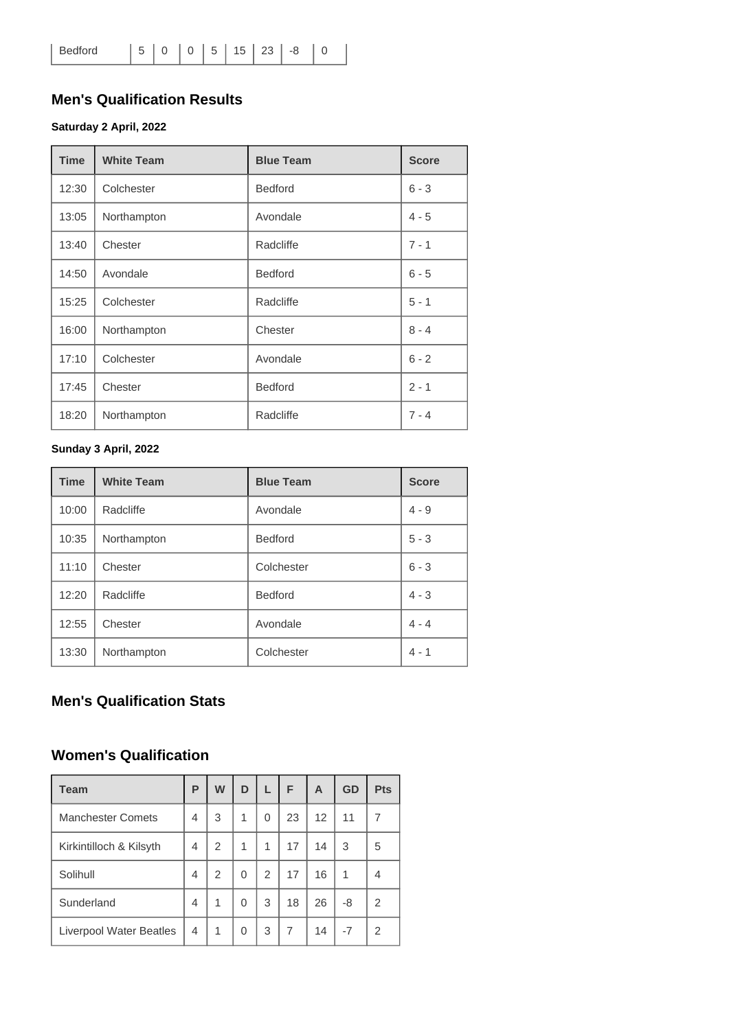| Bedford | 5 | 0 | 0 | 5 | 15 | 23 | -8 | 0 |
|---|---|---|---|---|---|---|---|---|

## Men's Qualification Results

**Saturday 2 April, 2022**

| Time | White Team | Blue Team | Score |
|---|---|---|---|
| 12:30 | Colchester | Bedford | 6 - 3 |
| 13:05 | Northampton | Avondale | 4 - 5 |
| 13:40 | Chester | Radcliffe | 7 - 1 |
| 14:50 | Avondale | Bedford | 6 - 5 |
| 15:25 | Colchester | Radcliffe | 5 - 1 |
| 16:00 | Northampton | Chester | 8 - 4 |
| 17:10 | Colchester | Avondale | 6 - 2 |
| 17:45 | Chester | Bedford | 2 - 1 |
| 18:20 | Northampton | Radcliffe | 7 - 4 |

**Sunday 3 April, 2022**

| Time | White Team | Blue Team | Score |
|---|---|---|---|
| 10:00 | Radcliffe | Avondale | 4 - 9 |
| 10:35 | Northampton | Bedford | 5 - 3 |
| 11:10 | Chester | Colchester | 6 - 3 |
| 12:20 | Radcliffe | Bedford | 4 - 3 |
| 12:55 | Chester | Avondale | 4 - 4 |
| 13:30 | Northampton | Colchester | 4 - 1 |

## Men's Qualification Stats

## Women's Qualification

| Team | P | W | D | L | F | A | GD | Pts |
|---|---|---|---|---|---|---|---|---|
| Manchester Comets | 4 | 3 | 1 | 0 | 23 | 12 | 11 | 7 |
| Kirkintilloch & Kilsyth | 4 | 2 | 1 | 1 | 17 | 14 | 3 | 5 |
| Solihull | 4 | 2 | 0 | 2 | 17 | 16 | 1 | 4 |
| Sunderland | 4 | 1 | 0 | 3 | 18 | 26 | -8 | 2 |
| Liverpool Water Beatles | 4 | 1 | 0 | 3 | 7 | 14 | -7 | 2 |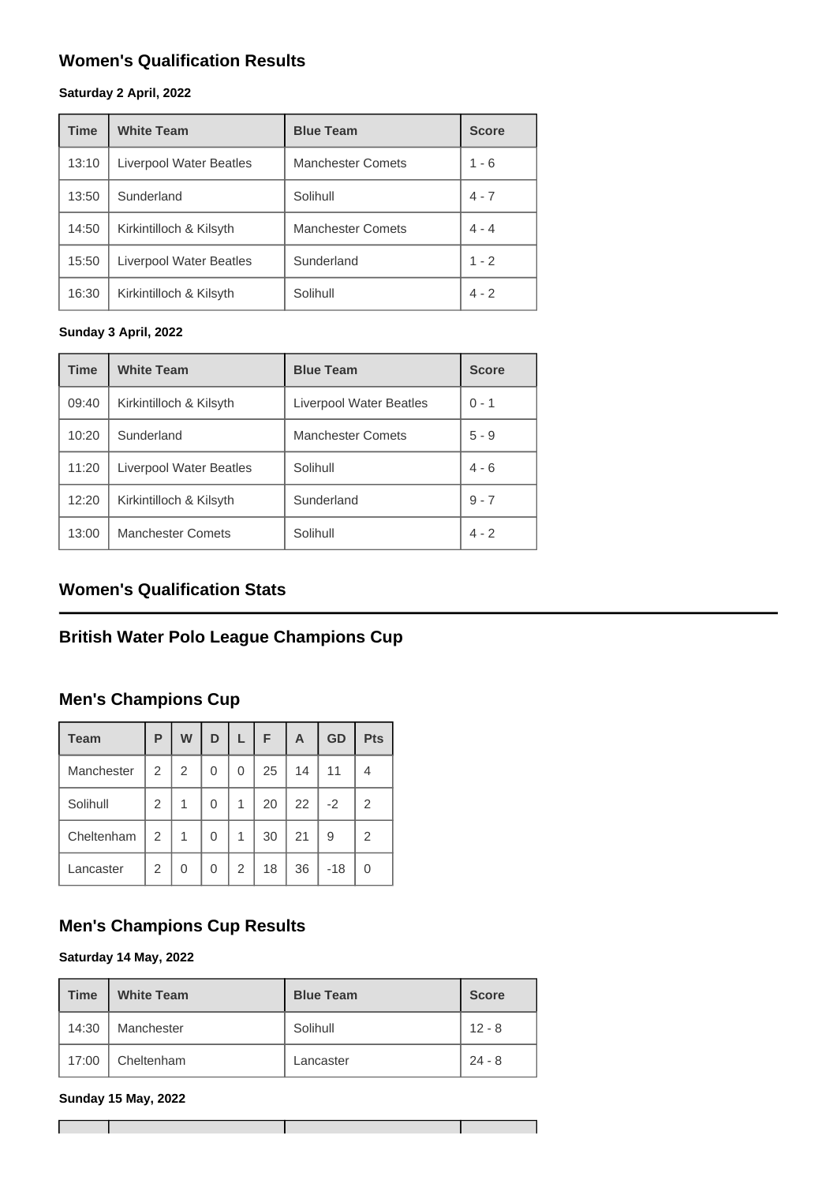## Women's Qualification Results

#### Saturday 2 April, 2022

| Time | White Team | Blue Team | Score |
|---|---|---|---|
| 13:10 | Liverpool Water Beatles | Manchester Comets | 1 - 6 |
| 13:50 | Sunderland | Solihull | 4 - 7 |
| 14:50 | Kirkintilloch & Kilsyth | Manchester Comets | 4 - 4 |
| 15:50 | Liverpool Water Beatles | Sunderland | 1 - 2 |
| 16:30 | Kirkintilloch & Kilsyth | Solihull | 4 - 2 |

#### Sunday 3 April, 2022

| Time | White Team | Blue Team | Score |
|---|---|---|---|
| 09:40 | Kirkintilloch & Kilsyth | Liverpool Water Beatles | 0 - 1 |
| 10:20 | Sunderland | Manchester Comets | 5 - 9 |
| 11:20 | Liverpool Water Beatles | Solihull | 4 - 6 |
| 12:20 | Kirkintilloch & Kilsyth | Sunderland | 9 - 7 |
| 13:00 | Manchester Comets | Solihull | 4 - 2 |

## Women's Qualification Stats

---

## British Water Polo League Champions Cup

## Men's Champions Cup

| Team | P | W | D | L | F | A | GD | Pts |
|---|---|---|---|---|---|---|---|---|
| Manchester | 2 | 2 | 0 | 0 | 25 | 14 | 11 | 4 |
| Solihull | 2 | 1 | 0 | 1 | 20 | 22 | -2 | 2 |
| Cheltenham | 2 | 1 | 0 | 1 | 30 | 21 | 9 | 2 |
| Lancaster | 2 | 0 | 0 | 2 | 18 | 36 | -18 | 0 |

## Men's Champions Cup Results

#### Saturday 14 May, 2022

| Time | White Team | Blue Team | Score |
|---|---|---|---|
| 14:30 | Manchester | Solihull | 12 - 8 |
| 17:00 | Cheltenham | Lancaster | 24 - 8 |

#### Sunday 15 May, 2022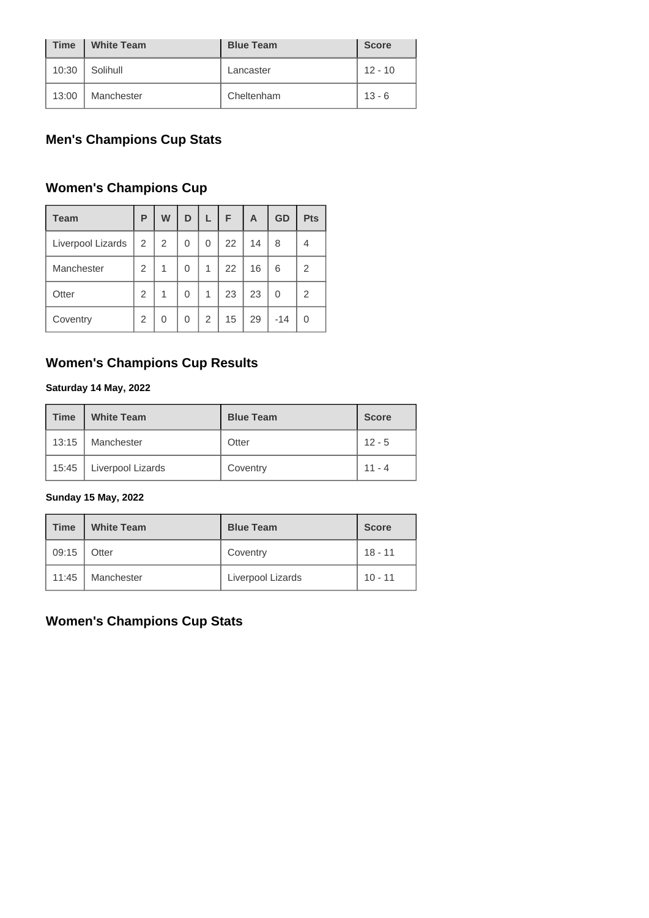| Time | White Team | Blue Team | Score |
| --- | --- | --- | --- |
| 10:30 | Solihull | Lancaster | 12 - 10 |
| 13:00 | Manchester | Cheltenham | 13 - 6 |

## Men's Champions Cup Stats

## Women's Champions Cup

| Team | P | W | D | L | F | A | GD | Pts |
| --- | --- | --- | --- | --- | --- | --- | --- | --- |
| Liverpool Lizards | 2 | 2 | 0 | 0 | 22 | 14 | 8 | 4 |
| Manchester | 2 | 1 | 0 | 1 | 22 | 16 | 6 | 2 |
| Otter | 2 | 1 | 0 | 1 | 23 | 23 | 0 | 2 |
| Coventry | 2 | 0 | 0 | 2 | 15 | 29 | -14 | 0 |

## Women's Champions Cup Results

**Saturday 14 May, 2022**

| Time | White Team | Blue Team | Score |
| --- | --- | --- | --- |
| 13:15 | Manchester | Otter | 12 - 5 |
| 15:45 | Liverpool Lizards | Coventry | 11 - 4 |

**Sunday 15 May, 2022**

| Time | White Team | Blue Team | Score |
| --- | --- | --- | --- |
| 09:15 | Otter | Coventry | 18 - 11 |
| 11:45 | Manchester | Liverpool Lizards | 10 - 11 |

## Women's Champions Cup Stats